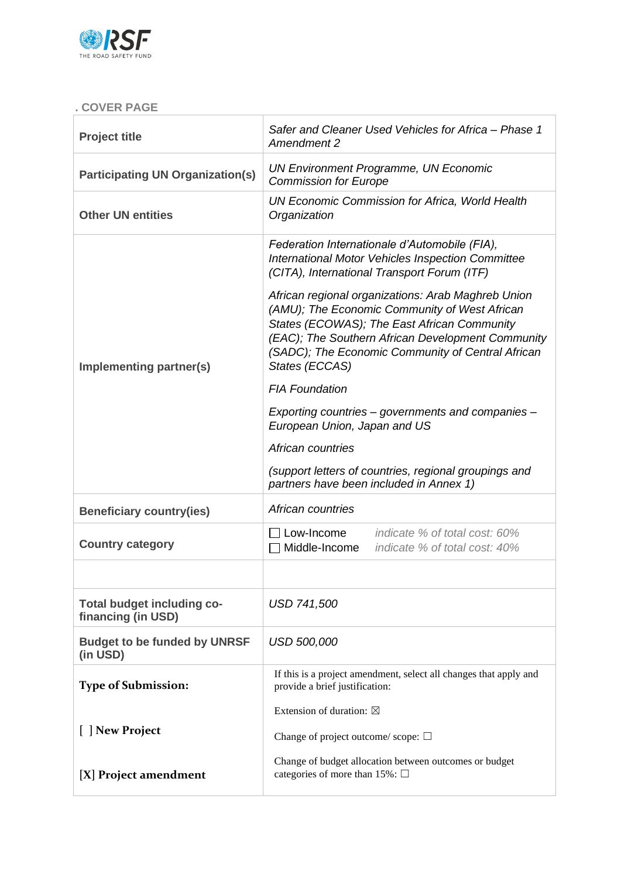## . COVER PAGE

| | |
|---|---|
| **Project title** | *Safer and Cleaner Used Vehicles for Africa – Phase 1 Amendment 2* |
| **Participating UN Organization(s)** | *UN Environment Programme, UN Economic Commission for Europe* |
| **Other UN entities** | *UN Economic Commission for Africa, World Health Organization* |
| **Implementing partner(s)** | *Federation Internationale d'Automobile (FIA), International Motor Vehicles Inspection Committee (CITA), International Transport Forum (ITF)*<br><br>*African regional organizations: Arab Maghreb Union (AMU); The Economic Community of West African States (ECOWAS); The East African Community (EAC); The Southern African Development Community (SADC); The Economic Community of Central African States (ECCAS)*<br><br>*FIA Foundation*<br><br>*Exporting countries – governments and companies – European Union, Japan and US*<br><br>*African countries*<br><br>*(support letters of countries, regional groupings and partners have been included in Annex 1)* |
| **Beneficiary country(ies)** | *African countries* |
| **Country category** | ☐ Low-Income *indicate % of total cost: 60%*<br>☐ Middle-Income *indicate % of total cost: 40%* |
| | |
| **Total budget including co-financing (in USD)** | *USD 741,500* |
| **Budget to be funded by UNRSF (in USD)** | *USD 500,000* |
| **Type of Submission:**<br><br>[ ] **New Project**<br><br>[X] **Project amendment** | If this is a project amendment, select all changes that apply and provide a brief justification:<br><br>Extension of duration: ☒<br><br>Change of project outcome/ scope: ☐<br><br>Change of budget allocation between outcomes or budget categories of more than 15%: ☐ |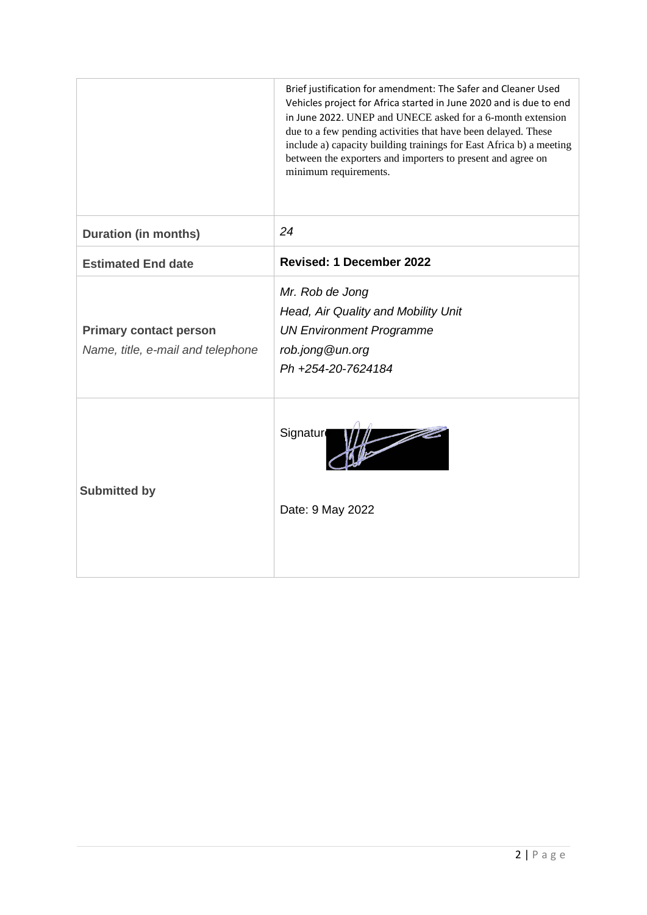| | |
|---|---|
| | Brief justification for amendment: The Safer and Cleaner Used Vehicles project for Africa started in June 2020 and is due to end in June 2022. UNEP and UNECE asked for a 6-month extension due to a few pending activities that have been delayed. These include a) capacity building trainings for East Africa b) a meeting between the exporters and importers to present and agree on minimum requirements. |
| **Duration (in months)** | *24* |
| **Estimated End date** | **Revised: 1 December 2022** |
| **Primary contact person**<br>*Name, title, e-mail and telephone* | *Mr. Rob de Jong*<br>*Head, Air Quality and Mobility Unit*<br>*UN Environment Programme*<br>*rob.jong@un.org*<br>*Ph +254-20-7624184* |
| **Submitted by** | Signature<br><br>Date: 9 May 2022 |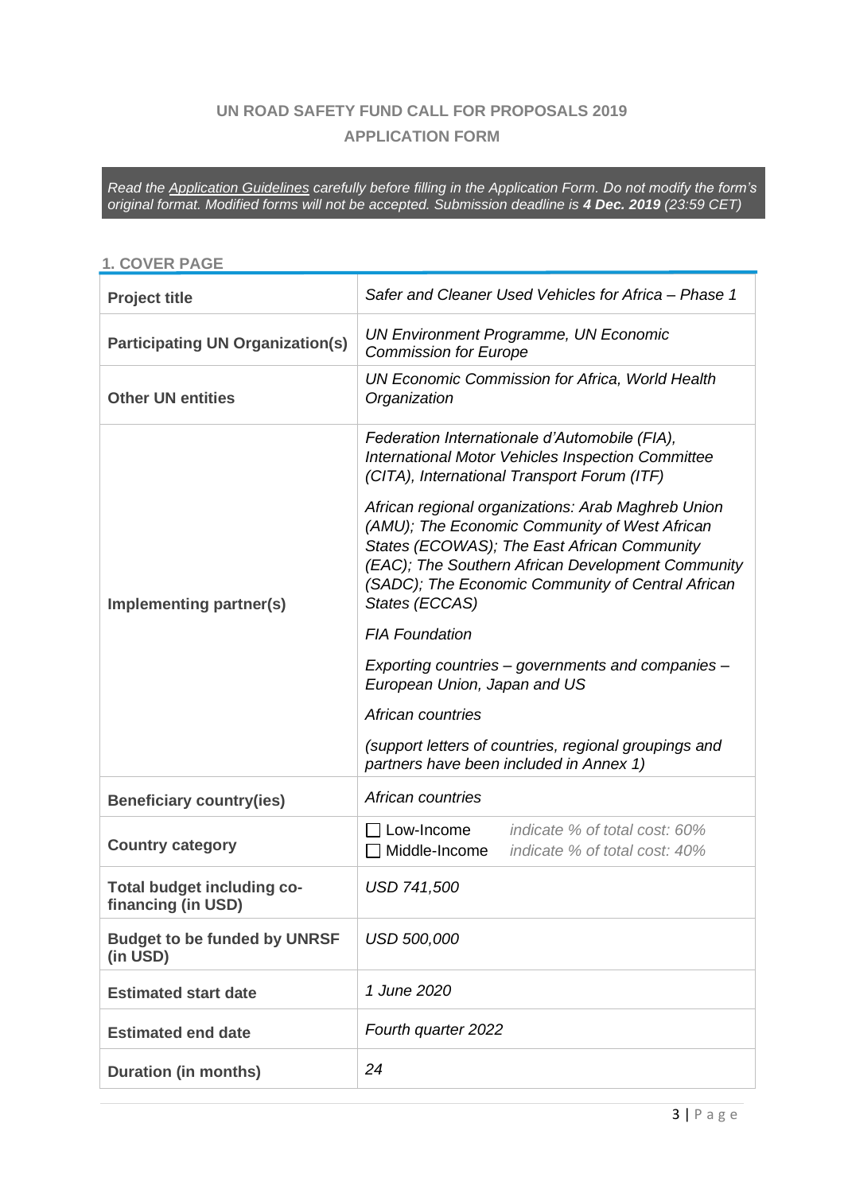**UN ROAD SAFETY FUND CALL FOR PROPOSALS 2019**

**APPLICATION FORM**

*Read the Application Guidelines carefully before filling in the Application Form. Do not modify the form's original format. Modified forms will not be accepted. Submission deadline is **4 Dec. 2019** (23:59 CET)*

## 1. COVER PAGE

| | |
|---|---|
| **Project title** | *Safer and Cleaner Used Vehicles for Africa – Phase 1* |
| **Participating UN Organization(s)** | *UN Environment Programme, UN Economic Commission for Europe* |
| **Other UN entities** | *UN Economic Commission for Africa, World Health Organization* |
| **Implementing partner(s)** | *Federation Internationale d'Automobile (FIA), International Motor Vehicles Inspection Committee (CITA), International Transport Forum (ITF)*<br><br>*African regional organizations: Arab Maghreb Union (AMU); The Economic Community of West African States (ECOWAS); The East African Community (EAC); The Southern African Development Community (SADC); The Economic Community of Central African States (ECCAS)*<br><br>*FIA Foundation*<br><br>*Exporting countries – governments and companies – European Union, Japan and US*<br><br>*African countries*<br><br>*(support letters of countries, regional groupings and partners have been included in Annex 1)* |
| **Beneficiary country(ies)** | *African countries* |
| **Country category** | ☐ Low-Income *indicate % of total cost: 60%*<br>☐ Middle-Income *indicate % of total cost: 40%* |
| **Total budget including co-financing (in USD)** | *USD 741,500* |
| **Budget to be funded by UNRSF (in USD)** | *USD 500,000* |
| **Estimated start date** | *1 June 2020* |
| **Estimated end date** | *Fourth quarter 2022* |
| **Duration (in months)** | *24* |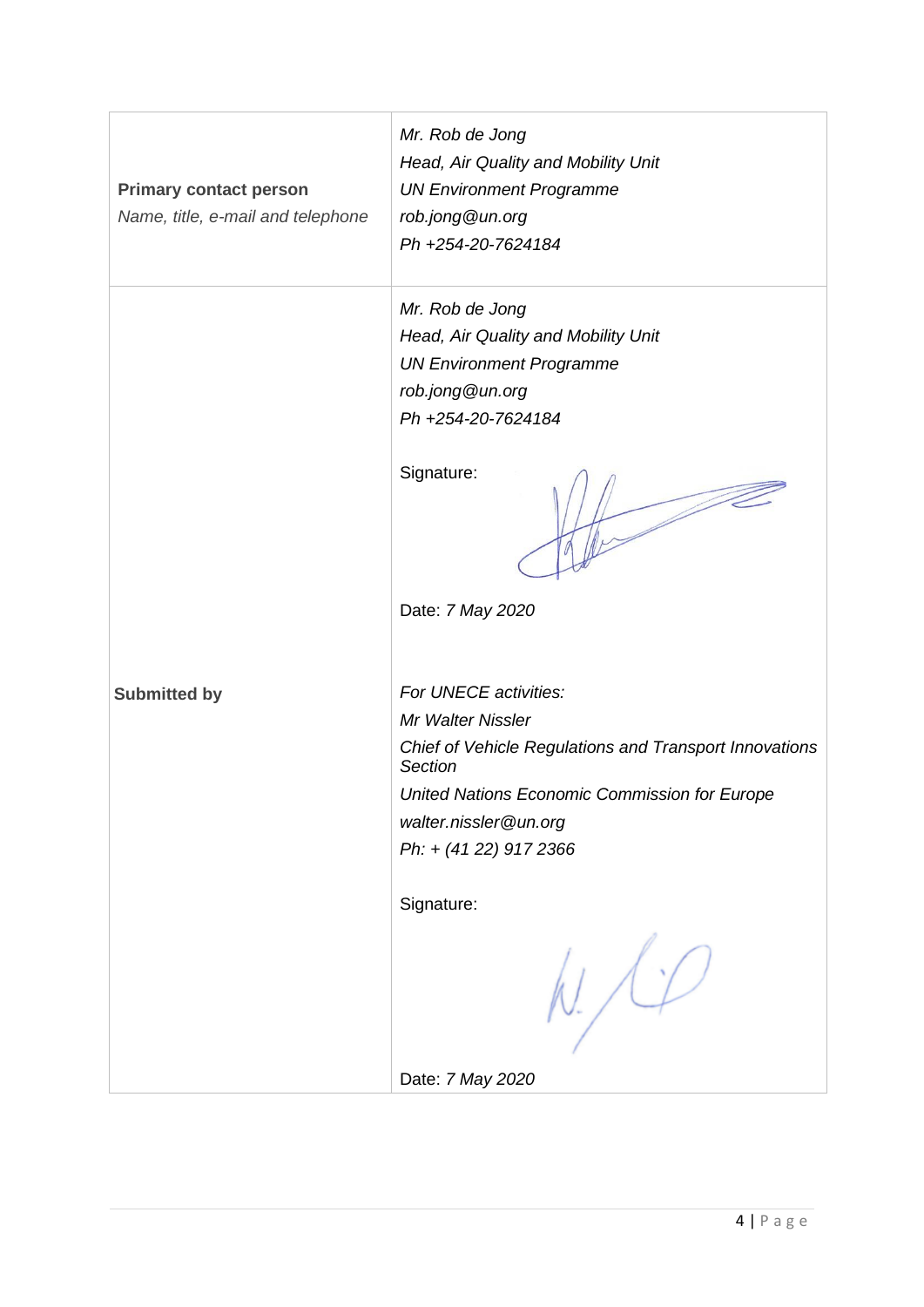| **Primary contact person** *Name, title, e-mail and telephone* | *Mr. Rob de Jong*<br>*Head, Air Quality and Mobility Unit*<br>*UN Environment Programme*<br>*rob.jong@un.org*<br>*Ph +254-20-7624184* |
|---|---|
| **Submitted by** | *Mr. Rob de Jong*<br>*Head, Air Quality and Mobility Unit*<br>*UN Environment Programme*<br>*rob.jong@un.org*<br>*Ph +254-20-7624184*<br><br>Signature:<br><br>Date: *7 May 2020*<br><br>*For UNECE activities:*<br>*Mr Walter Nissler*<br>*Chief of Vehicle Regulations and Transport Innovations Section*<br>*United Nations Economic Commission for Europe*<br>*walter.nissler@un.org*<br>*Ph: + (41 22) 917 2366*<br><br>Signature:<br><br>Date: *7 May 2020* |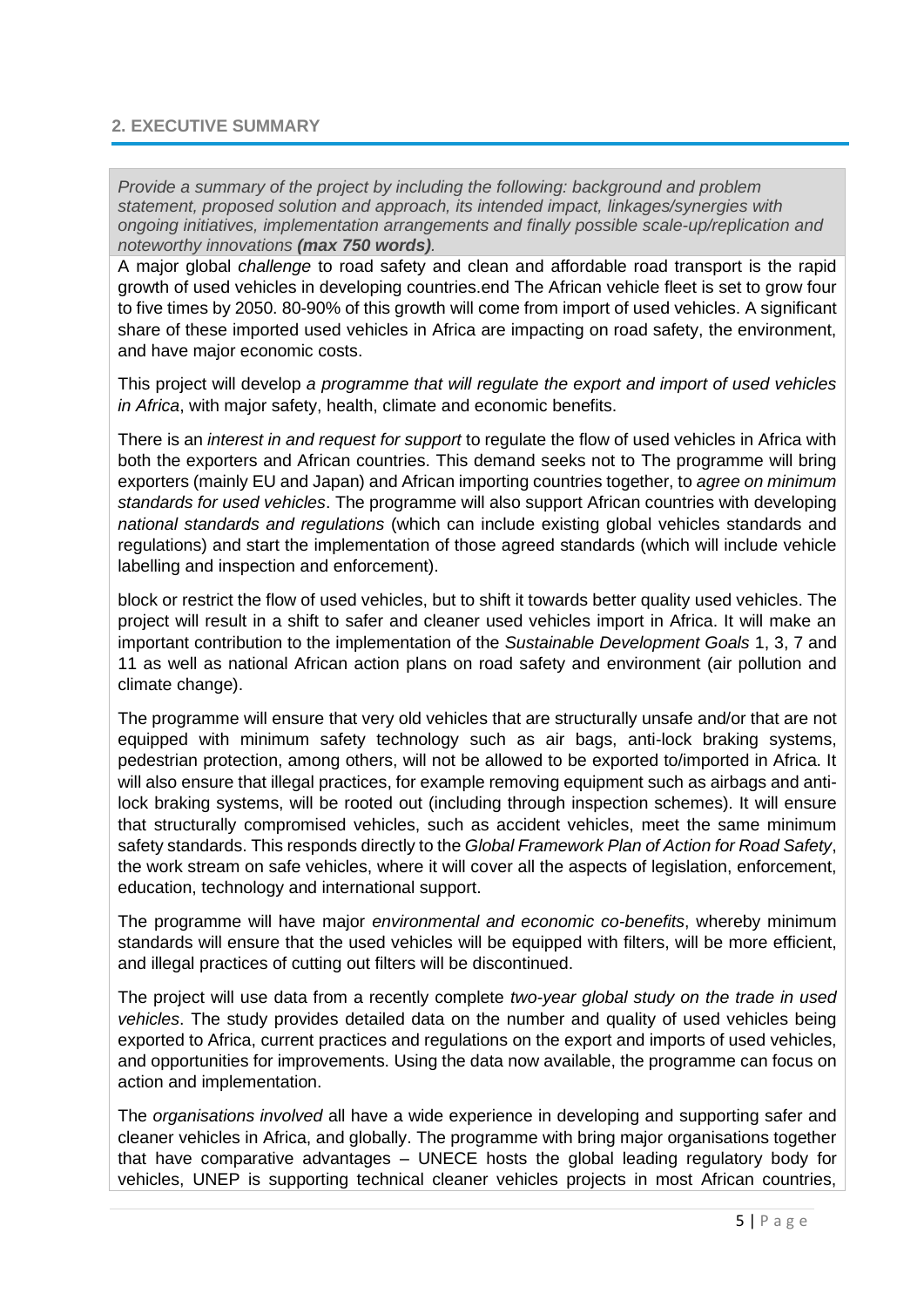## 2. EXECUTIVE SUMMARY

*Provide a summary of the project by including the following: background and problem statement, proposed solution and approach, its intended impact, linkages/synergies with ongoing initiatives, implementation arrangements and finally possible scale-up/replication and noteworthy innovations* ***(max 750 words)****.*

A major global *challenge* to road safety and clean and affordable road transport is the rapid growth of used vehicles in developing countries.end The African vehicle fleet is set to grow four to five times by 2050. 80-90% of this growth will come from import of used vehicles. A significant share of these imported used vehicles in Africa are impacting on road safety, the environment, and have major economic costs.

This project will develop *a programme that will regulate the export and import of used vehicles in Africa*, with major safety, health, climate and economic benefits.

There is an *interest in and request for support* to regulate the flow of used vehicles in Africa with both the exporters and African countries. This demand seeks not to The programme will bring exporters (mainly EU and Japan) and African importing countries together, to *agree on minimum standards for used vehicles*. The programme will also support African countries with developing *national standards and regulations* (which can include existing global vehicles standards and regulations) and start the implementation of those agreed standards (which will include vehicle labelling and inspection and enforcement).

block or restrict the flow of used vehicles, but to shift it towards better quality used vehicles. The project will result in a shift to safer and cleaner used vehicles import in Africa. It will make an important contribution to the implementation of the *Sustainable Development Goals* 1, 3, 7 and 11 as well as national African action plans on road safety and environment (air pollution and climate change).

The programme will ensure that very old vehicles that are structurally unsafe and/or that are not equipped with minimum safety technology such as air bags, anti-lock braking systems, pedestrian protection, among others, will not be allowed to be exported to/imported in Africa. It will also ensure that illegal practices, for example removing equipment such as airbags and anti-lock braking systems, will be rooted out (including through inspection schemes). It will ensure that structurally compromised vehicles, such as accident vehicles, meet the same minimum safety standards. This responds directly to the *Global Framework Plan of Action for Road Safety*, the work stream on safe vehicles, where it will cover all the aspects of legislation, enforcement, education, technology and international support.

The programme will have major *environmental and economic co-benefits*, whereby minimum standards will ensure that the used vehicles will be equipped with filters, will be more efficient, and illegal practices of cutting out filters will be discontinued.

The project will use data from a recently complete *two-year global study on the trade in used vehicles*. The study provides detailed data on the number and quality of used vehicles being exported to Africa, current practices and regulations on the export and imports of used vehicles, and opportunities for improvements. Using the data now available, the programme can focus on action and implementation.

The *organisations involved* all have a wide experience in developing and supporting safer and cleaner vehicles in Africa, and globally. The programme with bring major organisations together that have comparative advantages – UNECE hosts the global leading regulatory body for vehicles, UNEP is supporting technical cleaner vehicles projects in most African countries,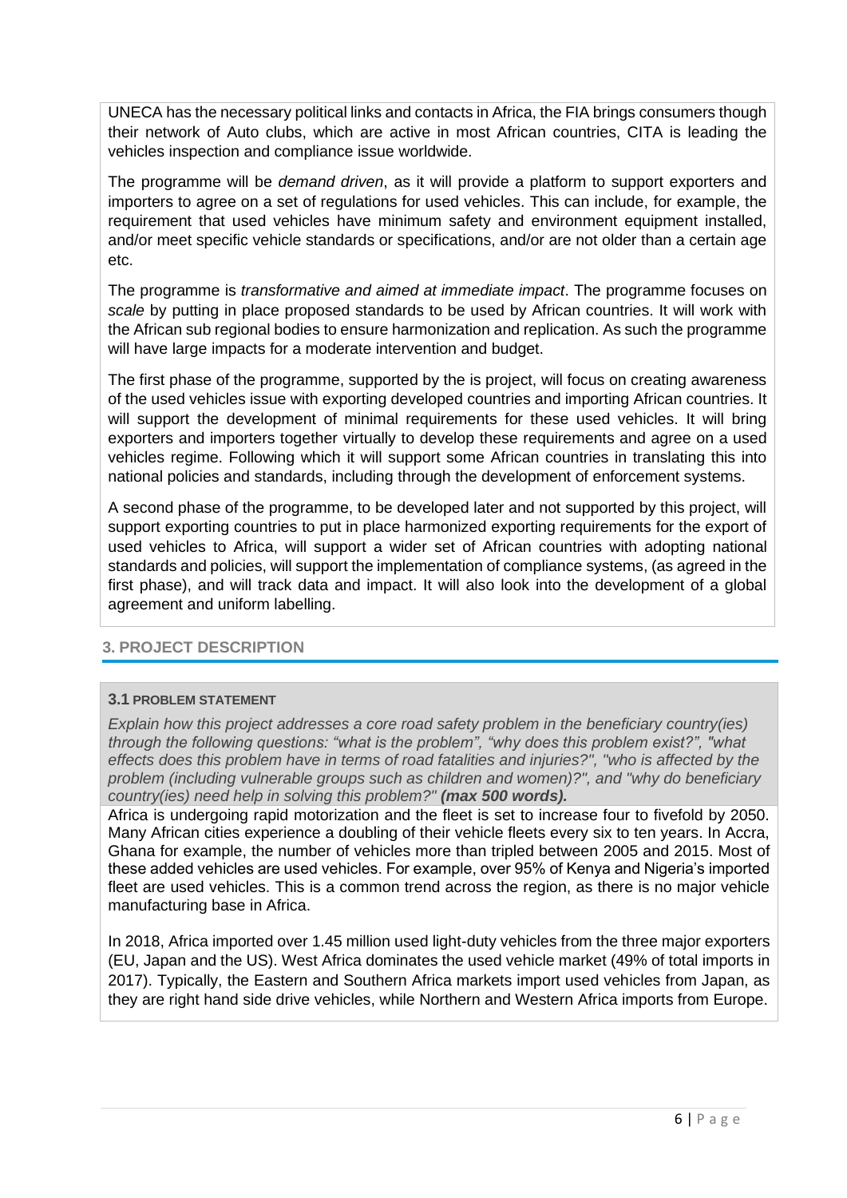UNECA has the necessary political links and contacts in Africa, the FIA brings consumers though their network of Auto clubs, which are active in most African countries, CITA is leading the vehicles inspection and compliance issue worldwide.

The programme will be *demand driven*, as it will provide a platform to support exporters and importers to agree on a set of regulations for used vehicles. This can include, for example, the requirement that used vehicles have minimum safety and environment equipment installed, and/or meet specific vehicle standards or specifications, and/or are not older than a certain age etc.

The programme is *transformative and aimed at immediate impact*. The programme focuses on *scale* by putting in place proposed standards to be used by African countries. It will work with the African sub regional bodies to ensure harmonization and replication. As such the programme will have large impacts for a moderate intervention and budget.

The first phase of the programme, supported by the is project, will focus on creating awareness of the used vehicles issue with exporting developed countries and importing African countries. It will support the development of minimal requirements for these used vehicles. It will bring exporters and importers together virtually to develop these requirements and agree on a used vehicles regime. Following which it will support some African countries in translating this into national policies and standards, including through the development of enforcement systems.

A second phase of the programme, to be developed later and not supported by this project, will support exporting countries to put in place harmonized exporting requirements for the export of used vehicles to Africa, will support a wider set of African countries with adopting national standards and policies, will support the implementation of compliance systems, (as agreed in the first phase), and will track data and impact. It will also look into the development of a global agreement and uniform labelling.

## 3. PROJECT DESCRIPTION

### 3.1 PROBLEM STATEMENT

*Explain how this project addresses a core road safety problem in the beneficiary country(ies) through the following questions: "what is the problem", "why does this problem exist?", "what effects does this problem have in terms of road fatalities and injuries?", "who is affected by the problem (including vulnerable groups such as children and women)?", and "why do beneficiary country(ies) need help in solving this problem?"* ***(max 500 words).***

Africa is undergoing rapid motorization and the fleet is set to increase four to fivefold by 2050. Many African cities experience a doubling of their vehicle fleets every six to ten years. In Accra, Ghana for example, the number of vehicles more than tripled between 2005 and 2015. Most of these added vehicles are used vehicles. For example, over 95% of Kenya and Nigeria's imported fleet are used vehicles. This is a common trend across the region, as there is no major vehicle manufacturing base in Africa.

In 2018, Africa imported over 1.45 million used light-duty vehicles from the three major exporters (EU, Japan and the US). West Africa dominates the used vehicle market (49% of total imports in 2017). Typically, the Eastern and Southern Africa markets import used vehicles from Japan, as they are right hand side drive vehicles, while Northern and Western Africa imports from Europe.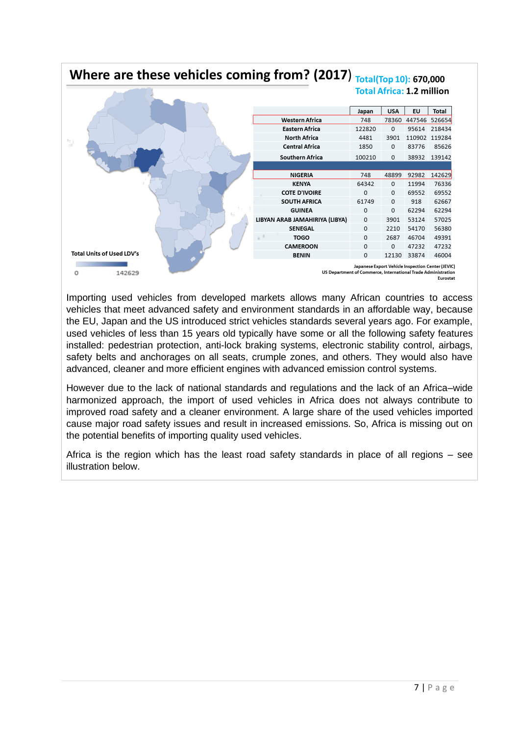## Where are these vehicles coming from? (2017)

**Total(Top 10):** 670,000
**Total Africa:** 1.2 million

| | Japan | USA | EU | Total |
|---|---|---|---|---|
| Western Africa | 748 | 78360 | 447546 | 526654 |
| Eastern Africa | 122820 | 0 | 95614 | 218434 |
| North Africa | 4481 | 3901 | 110902 | 119284 |
| Central Africa | 1850 | 0 | 83776 | 85626 |
| Southern Africa | 100210 | 0 | 38932 | 139142 |
| | | | | |
| NIGERIA | 748 | 48899 | 92982 | 142629 |
| KENYA | 64342 | 0 | 11994 | 76336 |
| COTE D'IVOIRE | 0 | 0 | 69552 | 69552 |
| SOUTH AFRICA | 61749 | 0 | 918 | 62667 |
| GUINEA | 0 | 0 | 62294 | 62294 |
| LIBYAN ARAB JAMAHIRIYA (LIBYA) | 0 | 3901 | 53124 | 57025 |
| SENEGAL | 0 | 2210 | 54170 | 56380 |
| TOGO | 0 | 2687 | 46704 | 49391 |
| CAMEROON | 0 | 0 | 47232 | 47232 |
| BENIN | 0 | 12130 | 33874 | 46004 |

Total Units of Used LDV's: 0 – 142629

Japanese Export Vehicle Inspection Center (JEVIC)
US Department of Commerce, International Trade Administration
Eurostat

Importing used vehicles from developed markets allows many African countries to access vehicles that meet advanced safety and environment standards in an affordable way, because the EU, Japan and the US introduced strict vehicles standards several years ago. For example, used vehicles of less than 15 years old typically have some or all the following safety features installed: pedestrian protection, anti-lock braking systems, electronic stability control, airbags, safety belts and anchorages on all seats, crumple zones, and others. They would also have advanced, cleaner and more efficient engines with advanced emission control systems.

However due to the lack of national standards and regulations and the lack of an Africa–wide harmonized approach, the import of used vehicles in Africa does not always contribute to improved road safety and a cleaner environment. A large share of the used vehicles imported cause major road safety issues and result in increased emissions. So, Africa is missing out on the potential benefits of importing quality used vehicles.

Africa is the region which has the least road safety standards in place of all regions – see illustration below.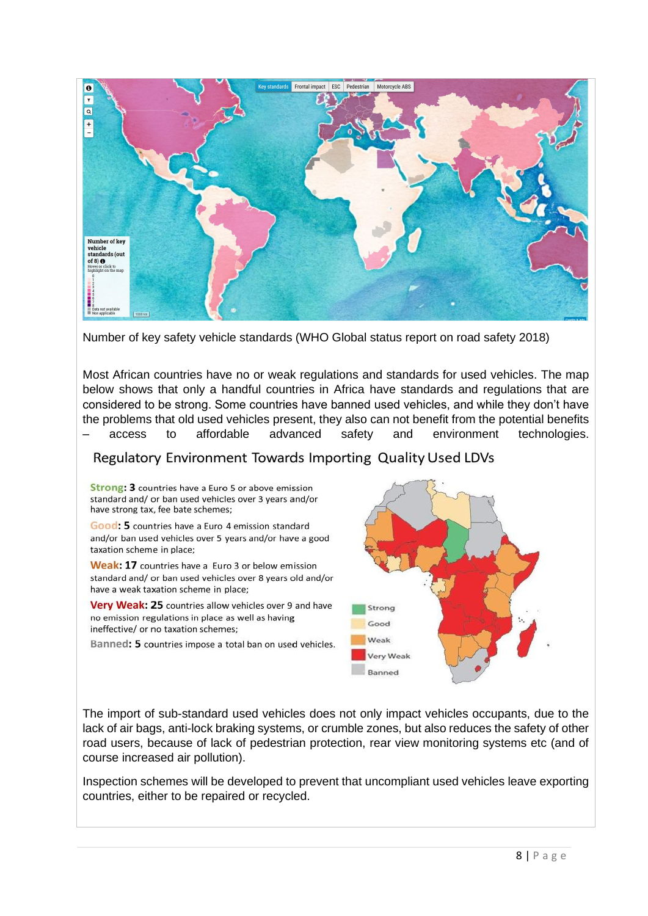Number of key safety vehicle standards (WHO Global status report on road safety 2018)

Most African countries have no or weak regulations and standards for used vehicles. The map below shows that only a handful countries in Africa have standards and regulations that are considered to be strong. Some countries have banned used vehicles, and while they don't have the problems that old used vehicles present, they also can not benefit from the potential benefits – access to affordable advanced safety and environment technologies.

## Regulatory Environment Towards Importing Quality Used LDVs

**Strong: 3** countries have a Euro 5 or above emission standard and/ or ban used vehicles over 3 years and/or have strong tax, fee bate schemes;

**Good: 5** countries have a Euro 4 emission standard and/or ban used vehicles over 5 years and/or have a good taxation scheme in place;

**Weak: 17** countries have a Euro 3 or below emission standard and/ or ban used vehicles over 8 years old and/or have a weak taxation scheme in place;

**Very Weak: 25** countries allow vehicles over 9 and have no emission regulations in place as well as having ineffective/ or no taxation schemes;

**Banned: 5** countries impose a total ban on used vehicles.

The import of sub-standard used vehicles does not only impact vehicles occupants, due to the lack of air bags, anti-lock braking systems, or crumble zones, but also reduces the safety of other road users, because of lack of pedestrian protection, rear view monitoring systems etc (and of course increased air pollution).

Inspection schemes will be developed to prevent that uncompliant used vehicles leave exporting countries, either to be repaired or recycled.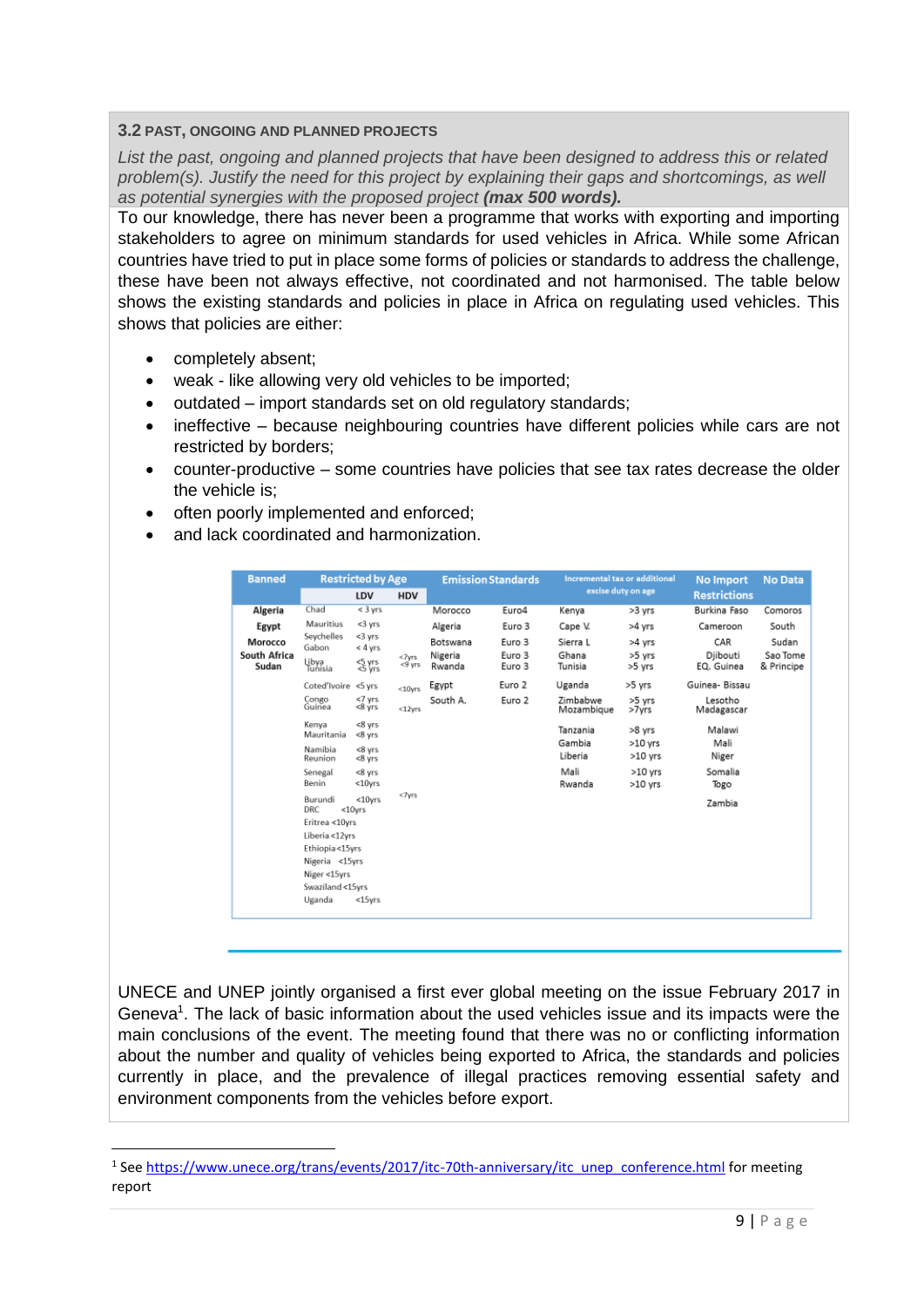**3.2 PAST, ONGOING AND PLANNED PROJECTS**

*List the past, ongoing and planned projects that have been designed to address this or related problem(s). Justify the need for this project by explaining their gaps and shortcomings, as well as potential synergies with the proposed project **(max 500 words).***

To our knowledge, there has never been a programme that works with exporting and importing stakeholders to agree on minimum standards for used vehicles in Africa. While some African countries have tried to put in place some forms of policies or standards to address the challenge, these have been not always effective, not coordinated and not harmonised. The table below shows the existing standards and policies in place in Africa on regulating used vehicles. This shows that policies are either:

- completely absent;
- weak - like allowing very old vehicles to be imported;
- outdated – import standards set on old regulatory standards;
- ineffective – because neighbouring countries have different policies while cars are not restricted by borders;
- counter-productive – some countries have policies that see tax rates decrease the older the vehicle is;
- often poorly implemented and enforced;
- and lack coordinated and harmonization.

| Banned | Restricted by Age | | | Emission Standards | | Incremental tax or additional excise duty on age | | No Import Restrictions | No Data |
|---|---|---|---|---|---|---|---|---|---|
| | | LDV | HDV | | | | | | |
| Algeria | Chad | < 3 yrs | | Morocco | Euro4 | Kenya | >3 yrs | Burkina Faso | Comoros |
| Egypt | Mauritius | <3 yrs | | Algeria | Euro 3 | Cape V. | >4 yrs | Cameroon | South Sudan |
| Morocco | Seychelles | <3 yrs | | Botswana | Euro 3 | Sierra L | >4 yrs | CAR | |
| South Africa | Gabon | < 4 yrs | | Nigeria | Euro 3 | Ghana | >5 yrs | Djibouti | Sao Tome & Principe |
| Sudan | Libya | <5 yrs | <7yrs | Rwanda | Euro 3 | Tunisia | >5 yrs | EQ. Guinea | |
| | Tunisia | <5 yrs | <9 yrs | | | | | | |
| | Coted'Ivoire | <5 yrs | <10yrs | Egypt | Euro 2 | Uganda | >5 yrs | Guinea- Bissau | |
| | Congo | <7 yrs | | South A. | Euro 2 | Zimbabwe | >5 yrs | Lesotho | |
| | Guinea | <8 yrs | <12yrs | | | Mozambique | >7yrs | Madagascar | |
| | Kenya | <8 yrs | | | | Tanzania | >8 yrs | Malawi | |
| | Mauritania | <8 yrs | | | | Gambia | >10 yrs | Mali | |
| | Namibia | <8 yrs | | | | Liberia | >10 yrs | Niger | |
| | Reunion | <8 yrs | | | | Mali | >10 yrs | Somalia | |
| | Senegal | <8 yrs | | | | Rwanda | >10 yrs | Togo | |
| | Benin | <10yrs | | | | | | Zambia | |
| | Burundi | <10yrs | <7yrs | | | | | | |
| | DRC | <10yrs | | | | | | | |
| | Eritrea | <10yrs | | | | | | | |
| | Liberia | <12yrs | | | | | | | |
| | Ethiopia | <15yrs | | | | | | | |
| | Nigeria | <15yrs | | | | | | | |
| | Niger | <15yrs | | | | | | | |
| | Swaziland | <15yrs | | | | | | | |
| | Uganda | <15yrs | | | | | | | |

UNECE and UNEP jointly organised a first ever global meeting on the issue February 2017 in Geneva[1]. The lack of basic information about the used vehicles issue and its impacts were the main conclusions of the event. The meeting found that there was no or conflicting information about the number and quality of vehicles being exported to Africa, the standards and policies currently in place, and the prevalence of illegal practices removing essential safety and environment components from the vehicles before export.

[1] See https://www.unece.org/trans/events/2017/itc-70th-anniversary/itc_unep_conference.html for meeting report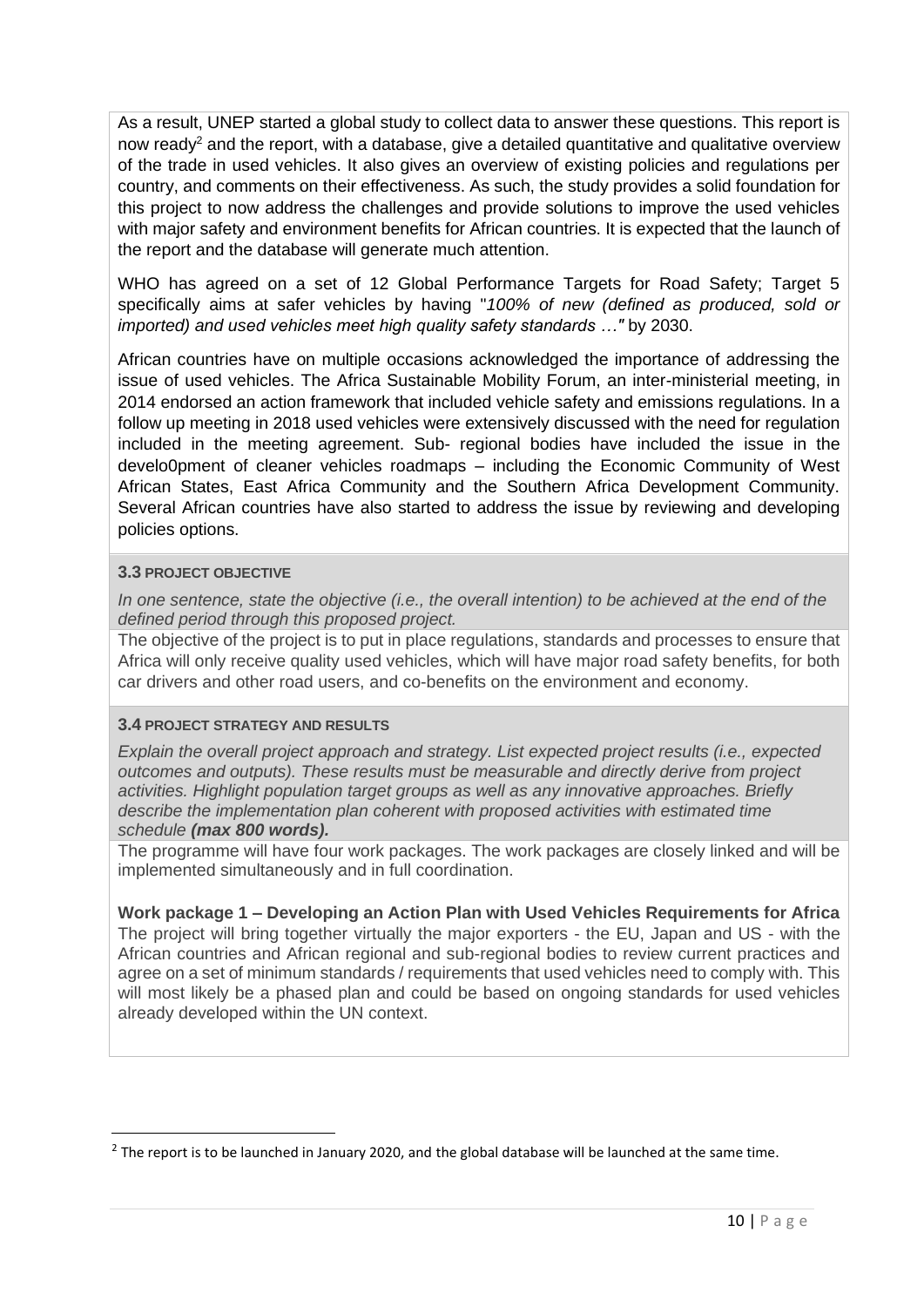As a result, UNEP started a global study to collect data to answer these questions. This report is now ready[2] and the report, with a database, give a detailed quantitative and qualitative overview of the trade in used vehicles. It also gives an overview of existing policies and regulations per country, and comments on their effectiveness. As such, the study provides a solid foundation for this project to now address the challenges and provide solutions to improve the used vehicles with major safety and environment benefits for African countries. It is expected that the launch of the report and the database will generate much attention.

WHO has agreed on a set of 12 Global Performance Targets for Road Safety; Target 5 specifically aims at safer vehicles by having "*100% of new (defined as produced, sold or imported) and used vehicles meet high quality safety standards …"* by 2030.

African countries have on multiple occasions acknowledged the importance of addressing the issue of used vehicles. The Africa Sustainable Mobility Forum, an inter-ministerial meeting, in 2014 endorsed an action framework that included vehicle safety and emissions regulations. In a follow up meeting in 2018 used vehicles were extensively discussed with the need for regulation included in the meeting agreement. Sub- regional bodies have included the issue in the develo0pment of cleaner vehicles roadmaps – including the Economic Community of West African States, East Africa Community and the Southern Africa Development Community. Several African countries have also started to address the issue by reviewing and developing policies options.

### 3.3 PROJECT OBJECTIVE

*In one sentence, state the objective (i.e., the overall intention) to be achieved at the end of the defined period through this proposed project.*

The objective of the project is to put in place regulations, standards and processes to ensure that Africa will only receive quality used vehicles, which will have major road safety benefits, for both car drivers and other road users, and co-benefits on the environment and economy.

### 3.4 PROJECT STRATEGY AND RESULTS

*Explain the overall project approach and strategy. List expected project results (i.e., expected outcomes and outputs). These results must be measurable and directly derive from project activities. Highlight population target groups as well as any innovative approaches. Briefly describe the implementation plan coherent with proposed activities with estimated time schedule **(max 800 words).***

The programme will have four work packages. The work packages are closely linked and will be implemented simultaneously and in full coordination.

**Work package 1 – Developing an Action Plan with Used Vehicles Requirements for Africa**

The project will bring together virtually the major exporters - the EU, Japan and US - with the African countries and African regional and sub-regional bodies to review current practices and agree on a set of minimum standards / requirements that used vehicles need to comply with. This will most likely be a phased plan and could be based on ongoing standards for used vehicles already developed within the UN context.

---

[2] The report is to be launched in January 2020, and the global database will be launched at the same time.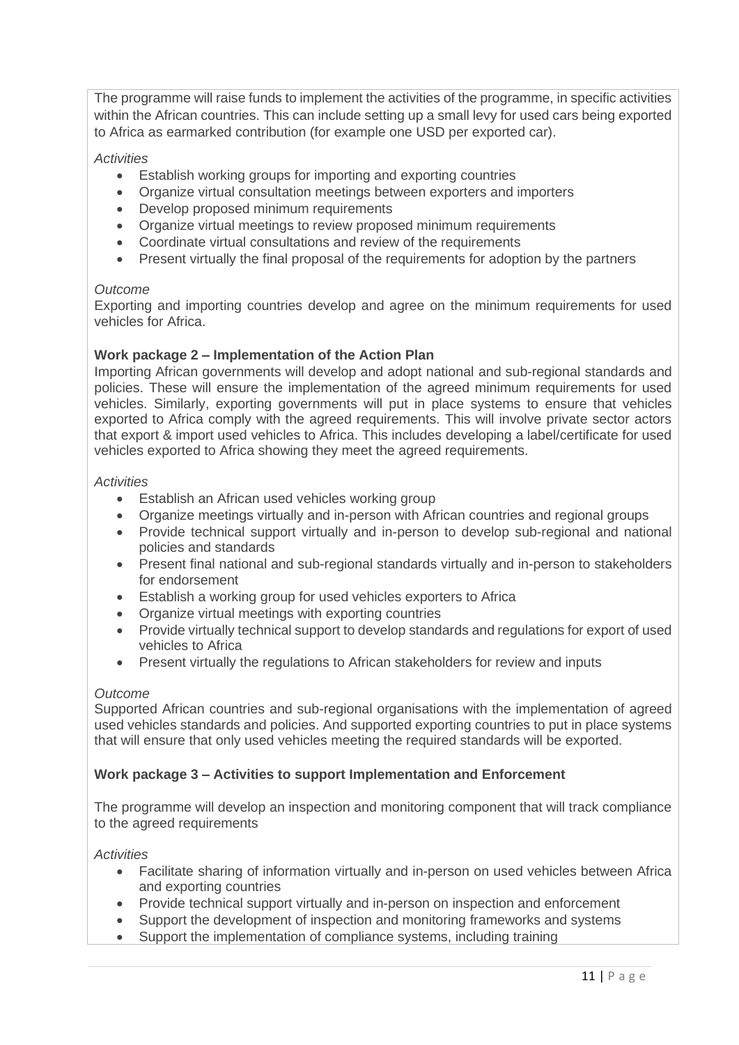The programme will raise funds to implement the activities of the programme, in specific activities within the African countries. This can include setting up a small levy for used cars being exported to Africa as earmarked contribution (for example one USD per exported car).

*Activities*

- Establish working groups for importing and exporting countries
- Organize virtual consultation meetings between exporters and importers
- Develop proposed minimum requirements
- Organize virtual meetings to review proposed minimum requirements
- Coordinate virtual consultations and review of the requirements
- Present virtually the final proposal of the requirements for adoption by the partners

*Outcome*

Exporting and importing countries develop and agree on the minimum requirements for used vehicles for Africa.

**Work package 2 – Implementation of the Action Plan**

Importing African governments will develop and adopt national and sub-regional standards and policies. These will ensure the implementation of the agreed minimum requirements for used vehicles. Similarly, exporting governments will put in place systems to ensure that vehicles exported to Africa comply with the agreed requirements. This will involve private sector actors that export & import used vehicles to Africa. This includes developing a label/certificate for used vehicles exported to Africa showing they meet the agreed requirements.

*Activities*

- Establish an African used vehicles working group
- Organize meetings virtually and in-person with African countries and regional groups
- Provide technical support virtually and in-person to develop sub-regional and national policies and standards
- Present final national and sub-regional standards virtually and in-person to stakeholders for endorsement
- Establish a working group for used vehicles exporters to Africa
- Organize virtual meetings with exporting countries
- Provide virtually technical support to develop standards and regulations for export of used vehicles to Africa
- Present virtually the regulations to African stakeholders for review and inputs

*Outcome*

Supported African countries and sub-regional organisations with the implementation of agreed used vehicles standards and policies. And supported exporting countries to put in place systems that will ensure that only used vehicles meeting the required standards will be exported.

**Work package 3 – Activities to support Implementation and Enforcement**

The programme will develop an inspection and monitoring component that will track compliance to the agreed requirements

*Activities*

- Facilitate sharing of information virtually and in-person on used vehicles between Africa and exporting countries
- Provide technical support virtually and in-person on inspection and enforcement
- Support the development of inspection and monitoring frameworks and systems
- Support the implementation of compliance systems, including training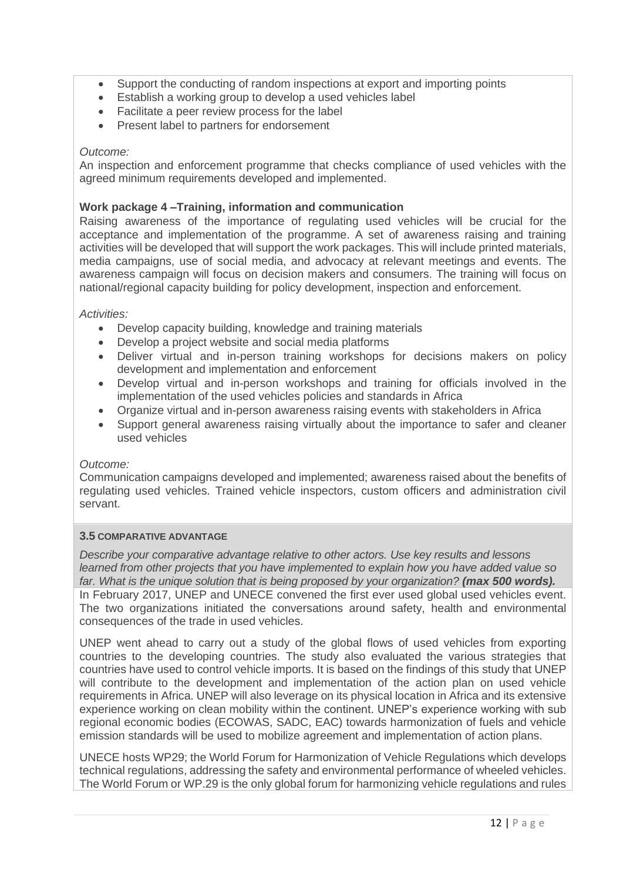- Support the conducting of random inspections at export and importing points
- Establish a working group to develop a used vehicles label
- Facilitate a peer review process for the label
- Present label to partners for endorsement

*Outcome:*

An inspection and enforcement programme that checks compliance of used vehicles with the agreed minimum requirements developed and implemented.

**Work package 4 –Training, information and communication**

Raising awareness of the importance of regulating used vehicles will be crucial for the acceptance and implementation of the programme. A set of awareness raising and training activities will be developed that will support the work packages. This will include printed materials, media campaigns, use of social media, and advocacy at relevant meetings and events. The awareness campaign will focus on decision makers and consumers. The training will focus on national/regional capacity building for policy development, inspection and enforcement.

*Activities:*

- Develop capacity building, knowledge and training materials
- Develop a project website and social media platforms
- Deliver virtual and in-person training workshops for decisions makers on policy development and implementation and enforcement
- Develop virtual and in-person workshops and training for officials involved in the implementation of the used vehicles policies and standards in Africa
- Organize virtual and in-person awareness raising events with stakeholders in Africa
- Support general awareness raising virtually about the importance to safer and cleaner used vehicles

*Outcome:*

Communication campaigns developed and implemented; awareness raised about the benefits of regulating used vehicles. Trained vehicle inspectors, custom officers and administration civil servant.

### 3.5 COMPARATIVE ADVANTAGE

*Describe your comparative advantage relative to other actors. Use key results and lessons learned from other projects that you have implemented to explain how you have added value so far. What is the unique solution that is being proposed by your organization? **(max 500 words).***

In February 2017, UNEP and UNECE convened the first ever used global used vehicles event. The two organizations initiated the conversations around safety, health and environmental consequences of the trade in used vehicles.

UNEP went ahead to carry out a study of the global flows of used vehicles from exporting countries to the developing countries. The study also evaluated the various strategies that countries have used to control vehicle imports. It is based on the findings of this study that UNEP will contribute to the development and implementation of the action plan on used vehicle requirements in Africa. UNEP will also leverage on its physical location in Africa and its extensive experience working on clean mobility within the continent. UNEP's experience working with sub regional economic bodies (ECOWAS, SADC, EAC) towards harmonization of fuels and vehicle emission standards will be used to mobilize agreement and implementation of action plans.

UNECE hosts WP29; the World Forum for Harmonization of Vehicle Regulations which develops technical regulations, addressing the safety and environmental performance of wheeled vehicles. The World Forum or WP.29 is the only global forum for harmonizing vehicle regulations and rules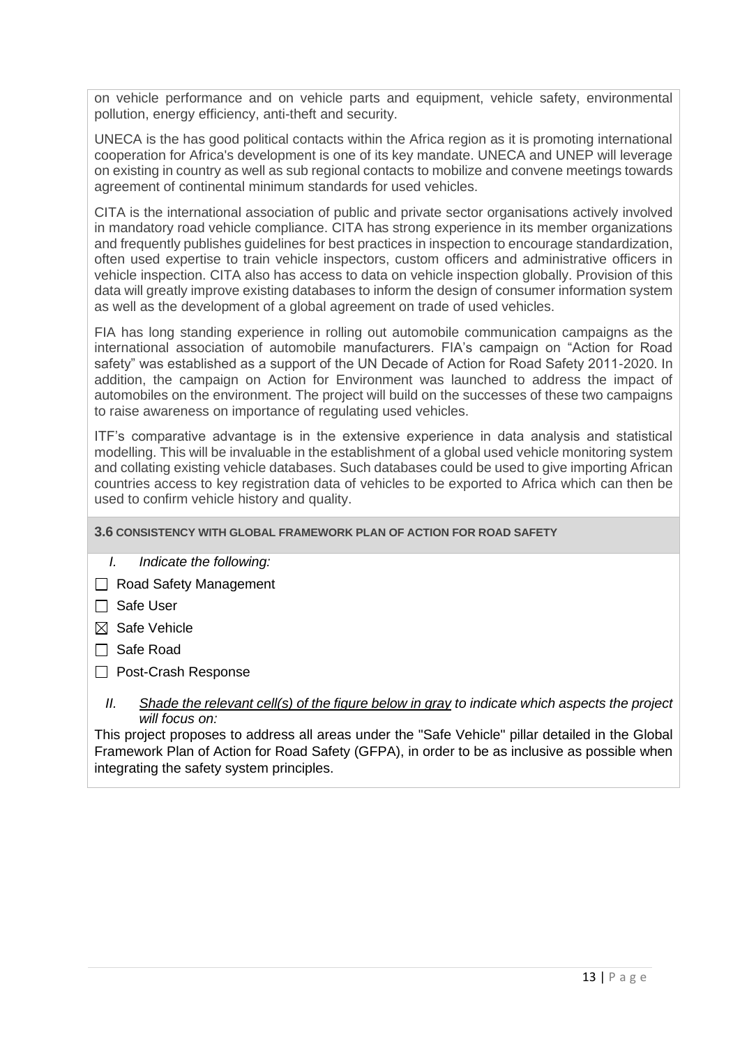on vehicle performance and on vehicle parts and equipment, vehicle safety, environmental pollution, energy efficiency, anti-theft and security.

UNECA is the has good political contacts within the Africa region as it is promoting international cooperation for Africa's development is one of its key mandate. UNECA and UNEP will leverage on existing in country as well as sub regional contacts to mobilize and convene meetings towards agreement of continental minimum standards for used vehicles.

CITA is the international association of public and private sector organisations actively involved in mandatory road vehicle compliance. CITA has strong experience in its member organizations and frequently publishes guidelines for best practices in inspection to encourage standardization, often used expertise to train vehicle inspectors, custom officers and administrative officers in vehicle inspection. CITA also has access to data on vehicle inspection globally. Provision of this data will greatly improve existing databases to inform the design of consumer information system as well as the development of a global agreement on trade of used vehicles.

FIA has long standing experience in rolling out automobile communication campaigns as the international association of automobile manufacturers. FIA's campaign on "Action for Road safety" was established as a support of the UN Decade of Action for Road Safety 2011-2020. In addition, the campaign on Action for Environment was launched to address the impact of automobiles on the environment. The project will build on the successes of these two campaigns to raise awareness on importance of regulating used vehicles.

ITF's comparative advantage is in the extensive experience in data analysis and statistical modelling. This will be invaluable in the establishment of a global used vehicle monitoring system and collating existing vehicle databases. Such databases could be used to give importing African countries access to key registration data of vehicles to be exported to Africa which can then be used to confirm vehicle history and quality.

### 3.6 CONSISTENCY WITH GLOBAL FRAMEWORK PLAN OF ACTION FOR ROAD SAFETY

I. *Indicate the following:*

- ☐ Road Safety Management
- ☐ Safe User
- ☒ Safe Vehicle
- ☐ Safe Road
- ☐ Post-Crash Response

II. *Shade the relevant cell(s) of the figure below in gray to indicate which aspects the project will focus on:*

This project proposes to address all areas under the "Safe Vehicle" pillar detailed in the Global Framework Plan of Action for Road Safety (GFPA), in order to be as inclusive as possible when integrating the safety system principles.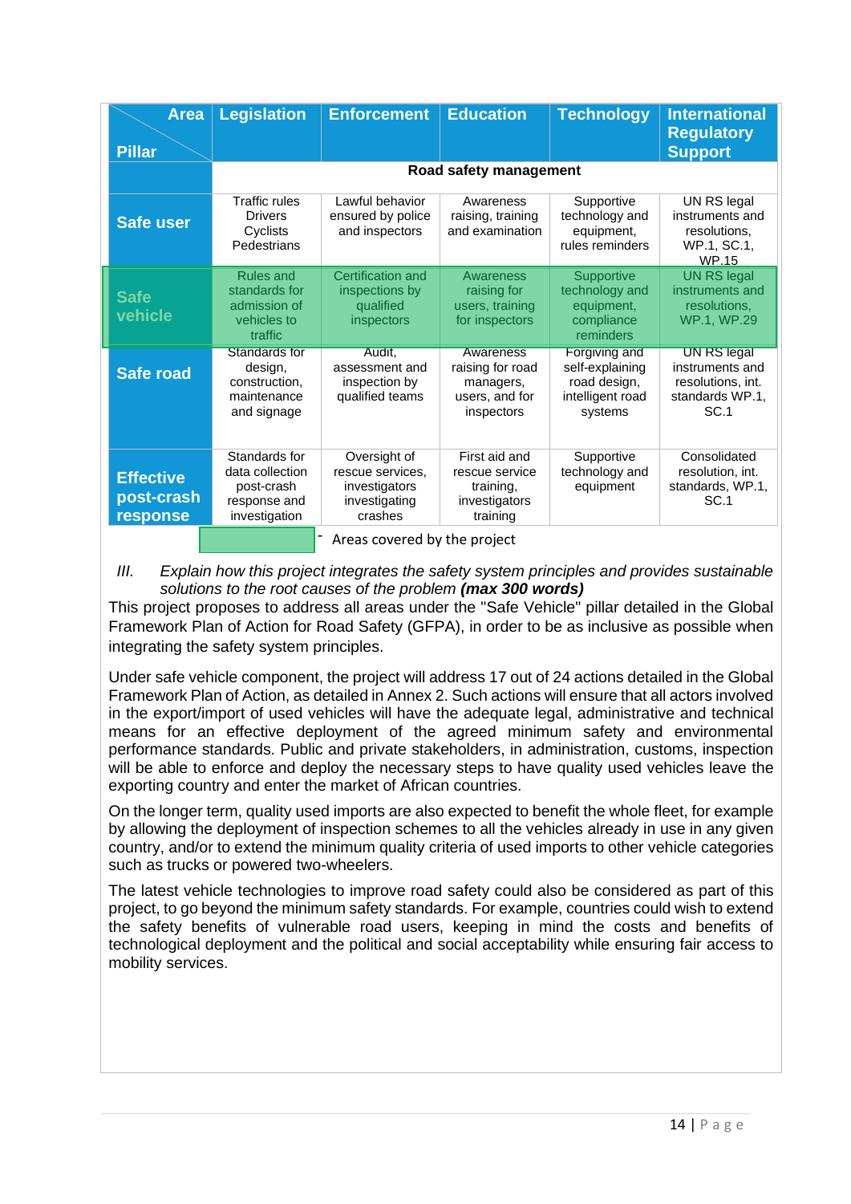| Area / Pillar | Legislation | Enforcement | Education | Technology | International Regulatory Support |
|---|---|---|---|---|---|
| | Road safety management | | | | |
| **Safe user** | Traffic rules Drivers Cyclists Pedestrians | Lawful behavior ensured by police and inspectors | Awareness raising, training and examination | Supportive technology and equipment, rules reminders | UN RS legal instruments and resolutions, WP.1, SC.1, WP.15 |
| **Safe vehicle** | Rules and standards for admission of vehicles to traffic | Certification and inspections by qualified inspectors | Awareness raising for users, training for inspectors | Supportive technology and equipment, compliance reminders | UN RS legal instruments and resolutions, WP.1, WP.29 |
| **Safe road** | Standards for design, construction, maintenance and signage | Audit, assessment and inspection by qualified teams | Awareness raising for road managers, users, and for inspectors | Forgiving and self-explaining road design, intelligent road systems | UN RS legal instruments and resolutions, int. standards WP.1, SC.1 |
| **Effective post-crash response** | Standards for data collection post-crash response and investigation | Oversight of rescue services, investigators investigating crashes | First aid and rescue service training, investigators training | Supportive technology and equipment | Consolidated resolution, int. standards, WP.1, SC.1 |

- Areas covered by the project

III. *Explain how this project integrates the safety system principles and provides sustainable solutions to the root causes of the problem **(max 300 words)***

This project proposes to address all areas under the "Safe Vehicle" pillar detailed in the Global Framework Plan of Action for Road Safety (GFPA), in order to be as inclusive as possible when integrating the safety system principles.

Under safe vehicle component, the project will address 17 out of 24 actions detailed in the Global Framework Plan of Action, as detailed in Annex 2. Such actions will ensure that all actors involved in the export/import of used vehicles will have the adequate legal, administrative and technical means for an effective deployment of the agreed minimum safety and environmental performance standards. Public and private stakeholders, in administration, customs, inspection will be able to enforce and deploy the necessary steps to have quality used vehicles leave the exporting country and enter the market of African countries.

On the longer term, quality used imports are also expected to benefit the whole fleet, for example by allowing the deployment of inspection schemes to all the vehicles already in use in any given country, and/or to extend the minimum quality criteria of used imports to other vehicle categories such as trucks or powered two-wheelers.

The latest vehicle technologies to improve road safety could also be considered as part of this project, to go beyond the minimum safety standards. For example, countries could wish to extend the safety benefits of vulnerable road users, keeping in mind the costs and benefits of technological deployment and the political and social acceptability while ensuring fair access to mobility services.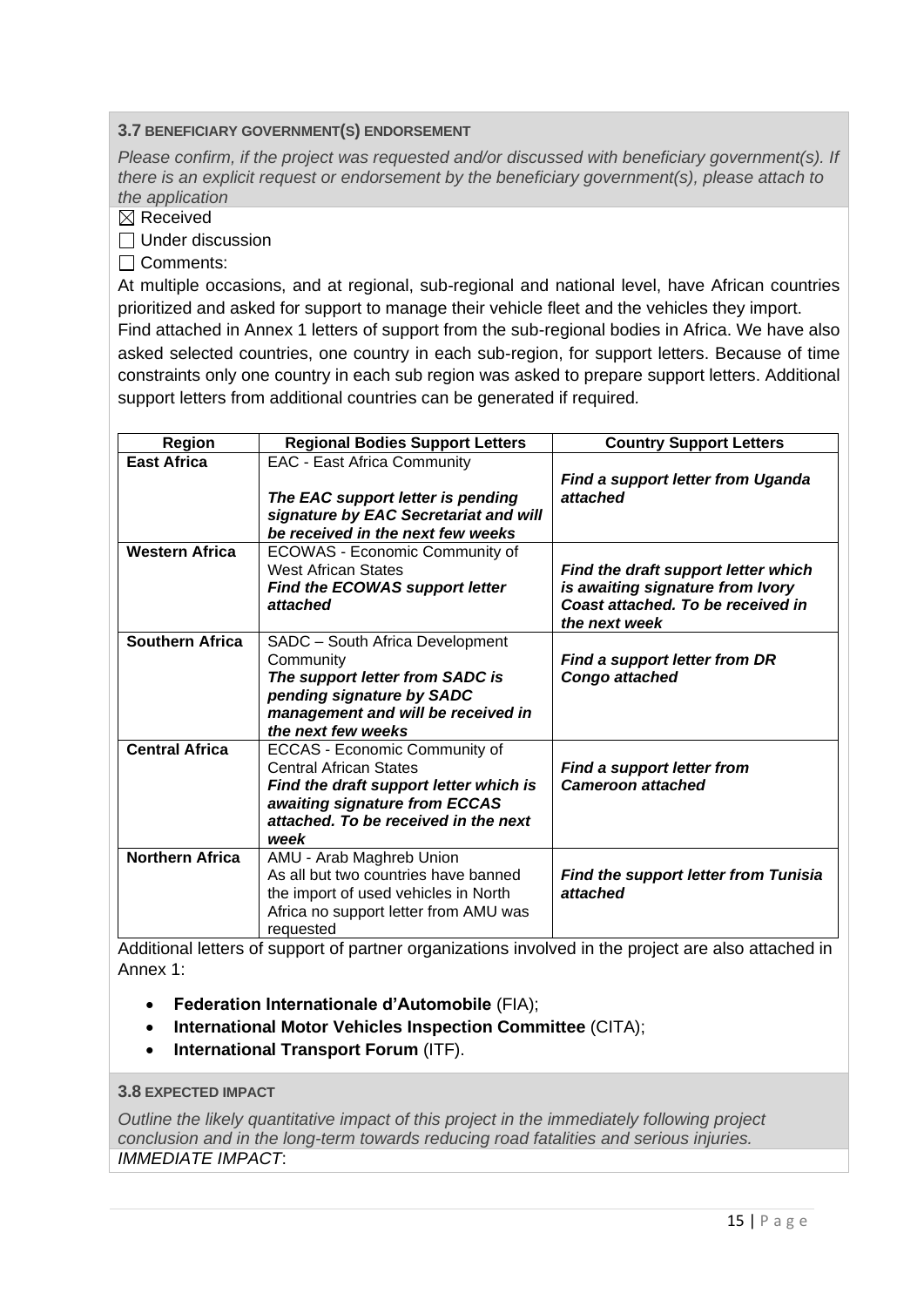### 3.7 BENEFICIARY GOVERNMENT(S) ENDORSEMENT

*Please confirm, if the project was requested and/or discussed with beneficiary government(s). If there is an explicit request or endorsement by the beneficiary government(s), please attach to the application*

☒ Received

☐ Under discussion

☐ Comments:

At multiple occasions, and at regional, sub-regional and national level, have African countries prioritized and asked for support to manage their vehicle fleet and the vehicles they import.

Find attached in Annex 1 letters of support from the sub-regional bodies in Africa. We have also asked selected countries, one country in each sub-region, for support letters. Because of time constraints only one country in each sub region was asked to prepare support letters. Additional support letters from additional countries can be generated if required.

| Region | Regional Bodies Support Letters | Country Support Letters |
|---|---|---|
| **East Africa** | EAC - East Africa Community<br><br>***The EAC support letter is pending signature by EAC Secretariat and will be received in the next few weeks*** | ***Find a support letter from Uganda attached*** |
| **Western Africa** | ECOWAS - Economic Community of West African States<br>***Find the ECOWAS support letter attached*** | ***Find the draft support letter which is awaiting signature from Ivory Coast attached. To be received in the next week*** |
| **Southern Africa** | SADC – South Africa Development Community<br>***The support letter from SADC is pending signature by SADC management and will be received in the next few weeks*** | ***Find a support letter from DR Congo attached*** |
| **Central Africa** | ECCAS - Economic Community of Central African States<br>***Find the draft support letter which is awaiting signature from ECCAS attached. To be received in the next week*** | ***Find a support letter from Cameroon attached*** |
| **Northern Africa** | AMU - Arab Maghreb Union<br>As all but two countries have banned the import of used vehicles in North Africa no support letter from AMU was requested | ***Find the support letter from Tunisia attached*** |

Additional letters of support of partner organizations involved in the project are also attached in Annex 1:

- **Federation Internationale d'Automobile** (FIA);
- **International Motor Vehicles Inspection Committee** (CITA);
- **International Transport Forum** (ITF).

### 3.8 EXPECTED IMPACT

*Outline the likely quantitative impact of this project in the immediately following project conclusion and in the long-term towards reducing road fatalities and serious injuries.*

*IMMEDIATE IMPACT*: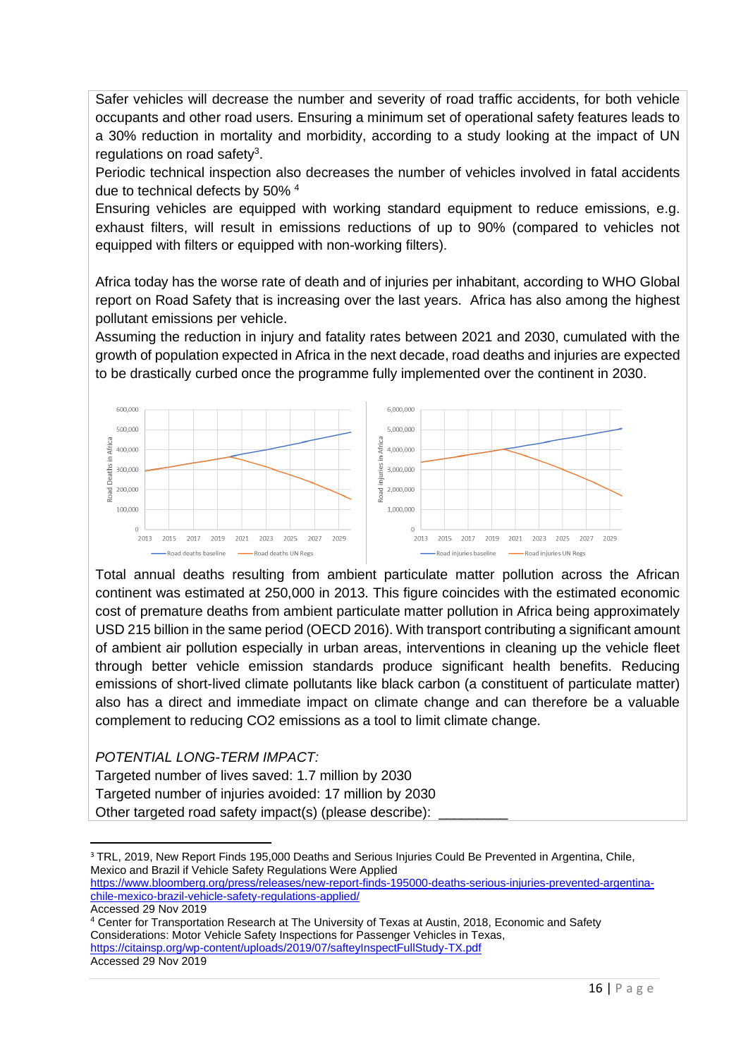Safer vehicles will decrease the number and severity of road traffic accidents, for both vehicle occupants and other road users. Ensuring a minimum set of operational safety features leads to a 30% reduction in mortality and morbidity, according to a study looking at the impact of UN regulations on road safety[3].

Periodic technical inspection also decreases the number of vehicles involved in fatal accidents due to technical defects by 50% [4]

Ensuring vehicles are equipped with working standard equipment to reduce emissions, e.g. exhaust filters, will result in emissions reductions of up to 90% (compared to vehicles not equipped with filters or equipped with non-working filters).

Africa today has the worse rate of death and of injuries per inhabitant, according to WHO Global report on Road Safety that is increasing over the last years. Africa has also among the highest pollutant emissions per vehicle.

Assuming the reduction in injury and fatality rates between 2021 and 2030, cumulated with the growth of population expected in Africa in the next decade, road deaths and injuries are expected to be drastically curbed once the programme fully implemented over the continent in 2030.

Total annual deaths resulting from ambient particulate matter pollution across the African continent was estimated at 250,000 in 2013. This figure coincides with the estimated economic cost of premature deaths from ambient particulate matter pollution in Africa being approximately USD 215 billion in the same period (OECD 2016). With transport contributing a significant amount of ambient air pollution especially in urban areas, interventions in cleaning up the vehicle fleet through better vehicle emission standards produce significant health benefits. Reducing emissions of short-lived climate pollutants like black carbon (a constituent of particulate matter) also has a direct and immediate impact on climate change and can therefore be a valuable complement to reducing $CO_2$ emissions as a tool to limit climate change.

*POTENTIAL LONG-TERM IMPACT:*

Targeted number of lives saved: 1.7 million by 2030

Targeted number of injuries avoided: 17 million by 2030

Other targeted road safety impact(s) (please describe): _________

---

[3] TRL, 2019, New Report Finds 195,000 Deaths and Serious Injuries Could Be Prevented in Argentina, Chile, Mexico and Brazil if Vehicle Safety Regulations Were Applied
https://www.bloomberg.org/press/releases/new-report-finds-195000-deaths-serious-injuries-prevented-argentina-chile-mexico-brazil-vehicle-safety-regulations-applied/
Accessed 29 Nov 2019

[4] Center for Transportation Research at The University of Texas at Austin, 2018, Economic and Safety Considerations: Motor Vehicle Safety Inspections for Passenger Vehicles in Texas,
https://citainsp.org/wp-content/uploads/2019/07/safteyInspectFullStudy-TX.pdf
Accessed 29 Nov 2019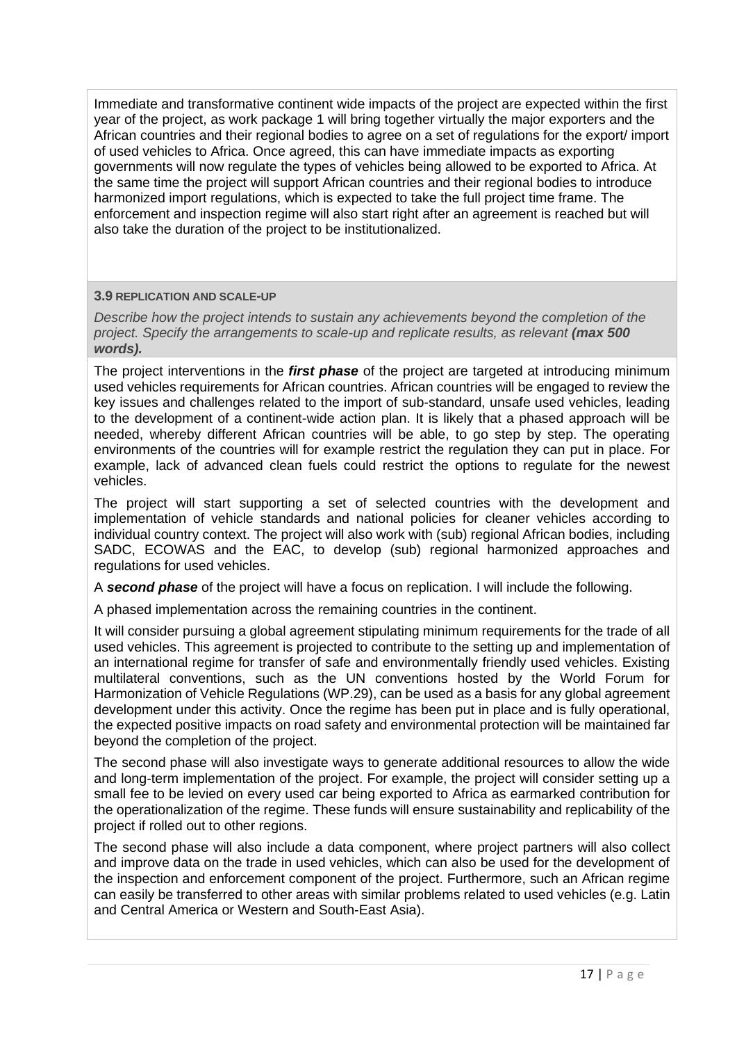Immediate and transformative continent wide impacts of the project are expected within the first year of the project, as work package 1 will bring together virtually the major exporters and the African countries and their regional bodies to agree on a set of regulations for the export/ import of used vehicles to Africa. Once agreed, this can have immediate impacts as exporting governments will now regulate the types of vehicles being allowed to be exported to Africa. At the same time the project will support African countries and their regional bodies to introduce harmonized import regulations, which is expected to take the full project time frame. The enforcement and inspection regime will also start right after an agreement is reached but will also take the duration of the project to be institutionalized.

### 3.9 REPLICATION AND SCALE-UP

*Describe how the project intends to sustain any achievements beyond the completion of the project. Specify the arrangements to scale-up and replicate results, as relevant **(max 500 words).***

The project interventions in the ***first phase*** of the project are targeted at introducing minimum used vehicles requirements for African countries. African countries will be engaged to review the key issues and challenges related to the import of sub-standard, unsafe used vehicles, leading to the development of a continent-wide action plan. It is likely that a phased approach will be needed, whereby different African countries will be able, to go step by step. The operating environments of the countries will for example restrict the regulation they can put in place. For example, lack of advanced clean fuels could restrict the options to regulate for the newest vehicles.

The project will start supporting a set of selected countries with the development and implementation of vehicle standards and national policies for cleaner vehicles according to individual country context. The project will also work with (sub) regional African bodies, including SADC, ECOWAS and the EAC, to develop (sub) regional harmonized approaches and regulations for used vehicles.

A ***second phase*** of the project will have a focus on replication. I will include the following.

A phased implementation across the remaining countries in the continent.

It will consider pursuing a global agreement stipulating minimum requirements for the trade of all used vehicles. This agreement is projected to contribute to the setting up and implementation of an international regime for transfer of safe and environmentally friendly used vehicles. Existing multilateral conventions, such as the UN conventions hosted by the World Forum for Harmonization of Vehicle Regulations (WP.29), can be used as a basis for any global agreement development under this activity. Once the regime has been put in place and is fully operational, the expected positive impacts on road safety and environmental protection will be maintained far beyond the completion of the project.

The second phase will also investigate ways to generate additional resources to allow the wide and long-term implementation of the project. For example, the project will consider setting up a small fee to be levied on every used car being exported to Africa as earmarked contribution for the operationalization of the regime. These funds will ensure sustainability and replicability of the project if rolled out to other regions.

The second phase will also include a data component, where project partners will also collect and improve data on the trade in used vehicles, which can also be used for the development of the inspection and enforcement component of the project. Furthermore, such an African regime can easily be transferred to other areas with similar problems related to used vehicles (e.g. Latin and Central America or Western and South-East Asia).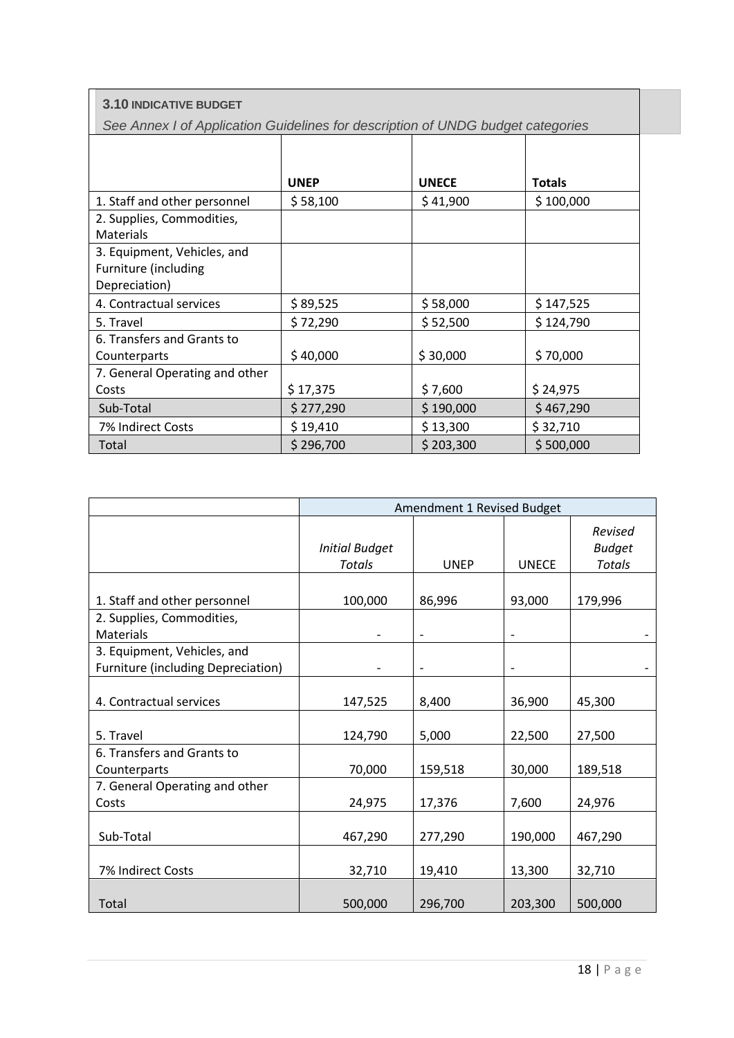**3.10 INDICATIVE BUDGET**

*See Annex I of Application Guidelines for description of UNDG budget categories*

| | UNEP | UNECE | Totals |
|---|---|---|---|
| 1. Staff and other personnel | $ 58,100 | $ 41,900 | $ 100,000 |
| 2. Supplies, Commodities, Materials | | | |
| 3. Equipment, Vehicles, and Furniture (including Depreciation) | | | |
| 4. Contractual services | $ 89,525 | $ 58,000 | $ 147,525 |
| 5. Travel | $ 72,290 | $ 52,500 | $ 124,790 |
| 6. Transfers and Grants to Counterparts | $ 40,000 | $ 30,000 | $ 70,000 |
| 7. General Operating and other Costs | $ 17,375 | $ 7,600 | $ 24,975 |
| Sub-Total | $ 277,290 | $ 190,000 | $ 467,290 |
| 7% Indirect Costs | $ 19,410 | $ 13,300 | $ 32,710 |
| Total | $ 296,700 | $ 203,300 | $ 500,000 |

| | Amendment 1 Revised Budget | | | |
|---|---|---|---|---|
| | *Initial Budget Totals* | UNEP | UNECE | *Revised Budget Totals* |
| 1. Staff and other personnel | 100,000 | 86,996 | 93,000 | 179,996 |
| 2. Supplies, Commodities, Materials | - | - | - | - |
| 3. Equipment, Vehicles, and Furniture (including Depreciation) | - | - | - | - |
| 4. Contractual services | 147,525 | 8,400 | 36,900 | 45,300 |
| 5. Travel | 124,790 | 5,000 | 22,500 | 27,500 |
| 6. Transfers and Grants to Counterparts | 70,000 | 159,518 | 30,000 | 189,518 |
| 7. General Operating and other Costs | 24,975 | 17,376 | 7,600 | 24,976 |
| Sub-Total | 467,290 | 277,290 | 190,000 | 467,290 |
| 7% Indirect Costs | 32,710 | 19,410 | 13,300 | 32,710 |
| Total | 500,000 | 296,700 | 203,300 | 500,000 |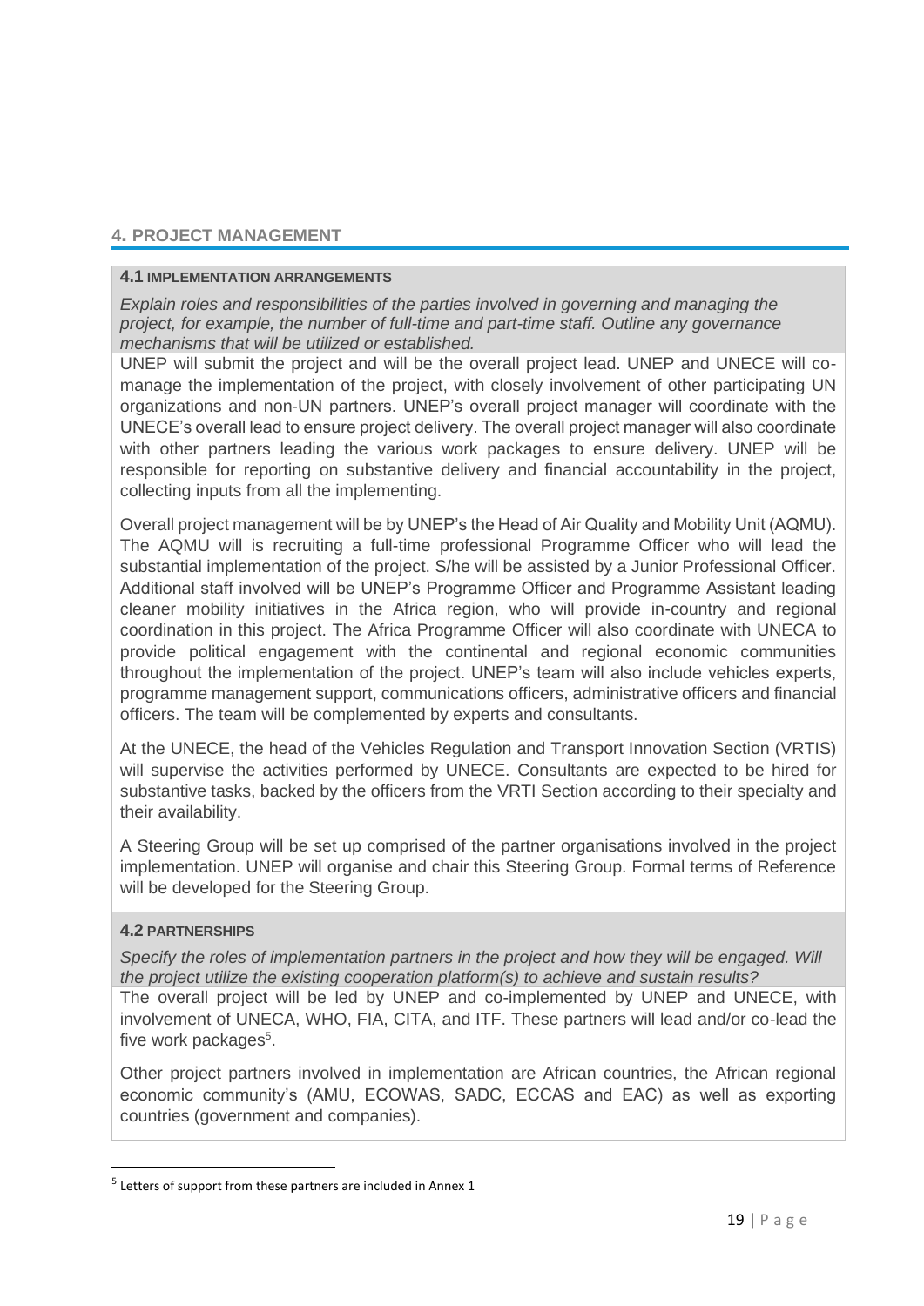## 4. PROJECT MANAGEMENT

### 4.1 IMPLEMENTATION ARRANGEMENTS

*Explain roles and responsibilities of the parties involved in governing and managing the project, for example, the number of full-time and part-time staff. Outline any governance mechanisms that will be utilized or established.*

UNEP will submit the project and will be the overall project lead. UNEP and UNECE will co-manage the implementation of the project, with closely involvement of other participating UN organizations and non-UN partners. UNEP's overall project manager will coordinate with the UNECE's overall lead to ensure project delivery. The overall project manager will also coordinate with other partners leading the various work packages to ensure delivery. UNEP will be responsible for reporting on substantive delivery and financial accountability in the project, collecting inputs from all the implementing.

Overall project management will be by UNEP's the Head of Air Quality and Mobility Unit (AQMU). The AQMU will is recruiting a full-time professional Programme Officer who will lead the substantial implementation of the project. S/he will be assisted by a Junior Professional Officer. Additional staff involved will be UNEP's Programme Officer and Programme Assistant leading cleaner mobility initiatives in the Africa region, who will provide in-country and regional coordination in this project. The Africa Programme Officer will also coordinate with UNECA to provide political engagement with the continental and regional economic communities throughout the implementation of the project. UNEP's team will also include vehicles experts, programme management support, communications officers, administrative officers and financial officers. The team will be complemented by experts and consultants.

At the UNECE, the head of the Vehicles Regulation and Transport Innovation Section (VRTIS) will supervise the activities performed by UNECE. Consultants are expected to be hired for substantive tasks, backed by the officers from the VRTI Section according to their specialty and their availability.

A Steering Group will be set up comprised of the partner organisations involved in the project implementation. UNEP will organise and chair this Steering Group. Formal terms of Reference will be developed for the Steering Group.

### 4.2 PARTNERSHIPS

*Specify the roles of implementation partners in the project and how they will be engaged. Will the project utilize the existing cooperation platform(s) to achieve and sustain results?*

The overall project will be led by UNEP and co-implemented by UNEP and UNECE, with involvement of UNECA, WHO, FIA, CITA, and ITF. These partners will lead and/or co-lead the five work packages[5].

Other project partners involved in implementation are African countries, the African regional economic community's (AMU, ECOWAS, SADC, ECCAS and EAC) as well as exporting countries (government and companies).

[5] Letters of support from these partners are included in Annex 1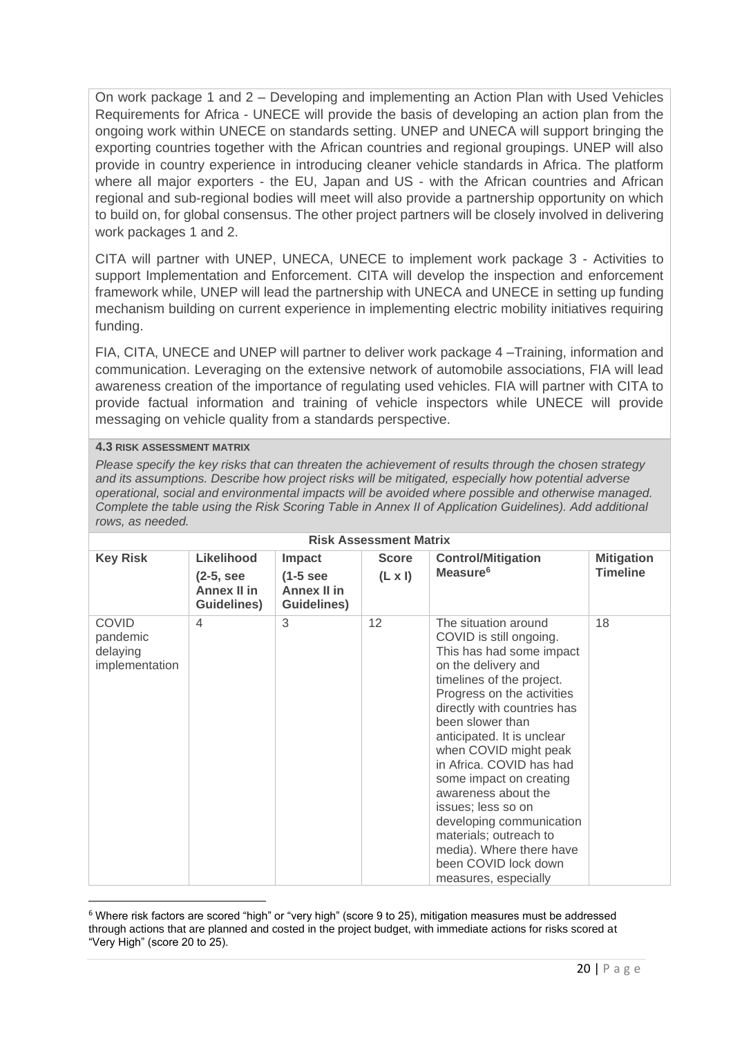On work package 1 and 2 – Developing and implementing an Action Plan with Used Vehicles Requirements for Africa - UNECE will provide the basis of developing an action plan from the ongoing work within UNECE on standards setting. UNEP and UNECA will support bringing the exporting countries together with the African countries and regional groupings. UNEP will also provide in country experience in introducing cleaner vehicle standards in Africa. The platform where all major exporters - the EU, Japan and US - with the African countries and African regional and sub-regional bodies will meet will also provide a partnership opportunity on which to build on, for global consensus. The other project partners will be closely involved in delivering work packages 1 and 2.

CITA will partner with UNEP, UNECA, UNECE to implement work package 3 - Activities to support Implementation and Enforcement. CITA will develop the inspection and enforcement framework while, UNEP will lead the partnership with UNECA and UNECE in setting up funding mechanism building on current experience in implementing electric mobility initiatives requiring funding.

FIA, CITA, UNECE and UNEP will partner to deliver work package 4 –Training, information and communication. Leveraging on the extensive network of automobile associations, FIA will lead awareness creation of the importance of regulating used vehicles. FIA will partner with CITA to provide factual information and training of vehicle inspectors while UNECE will provide messaging on vehicle quality from a standards perspective.

**4.3 RISK ASSESSMENT MATRIX**

*Please specify the key risks that can threaten the achievement of results through the chosen strategy and its assumptions. Describe how project risks will be mitigated, especially how potential adverse operational, social and environmental impacts will be avoided where possible and otherwise managed. Complete the table using the Risk Scoring Table in Annex II of Application Guidelines). Add additional rows, as needed.*

**Risk Assessment Matrix**

| Key Risk | Likelihood (2-5, see Annex II in Guidelines) | Impact (1-5 see Annex II in Guidelines) | Score (L x I) | Control/Mitigation Measure[6] | Mitigation Timeline |
|---|---|---|---|---|---|
| COVID pandemic delaying implementation | 4 | 3 | 12 | The situation around COVID is still ongoing. This has had some impact on the delivery and timelines of the project. Progress on the activities directly with countries has been slower than anticipated. It is unclear when COVID might peak in Africa. COVID has had some impact on creating awareness about the issues; less so on developing communication materials; outreach to media). Where there have been COVID lock down measures, especially | 18 |

[6] Where risk factors are scored "high" or "very high" (score 9 to 25), mitigation measures must be addressed through actions that are planned and costed in the project budget, with immediate actions for risks scored at "Very High" (score 20 to 25).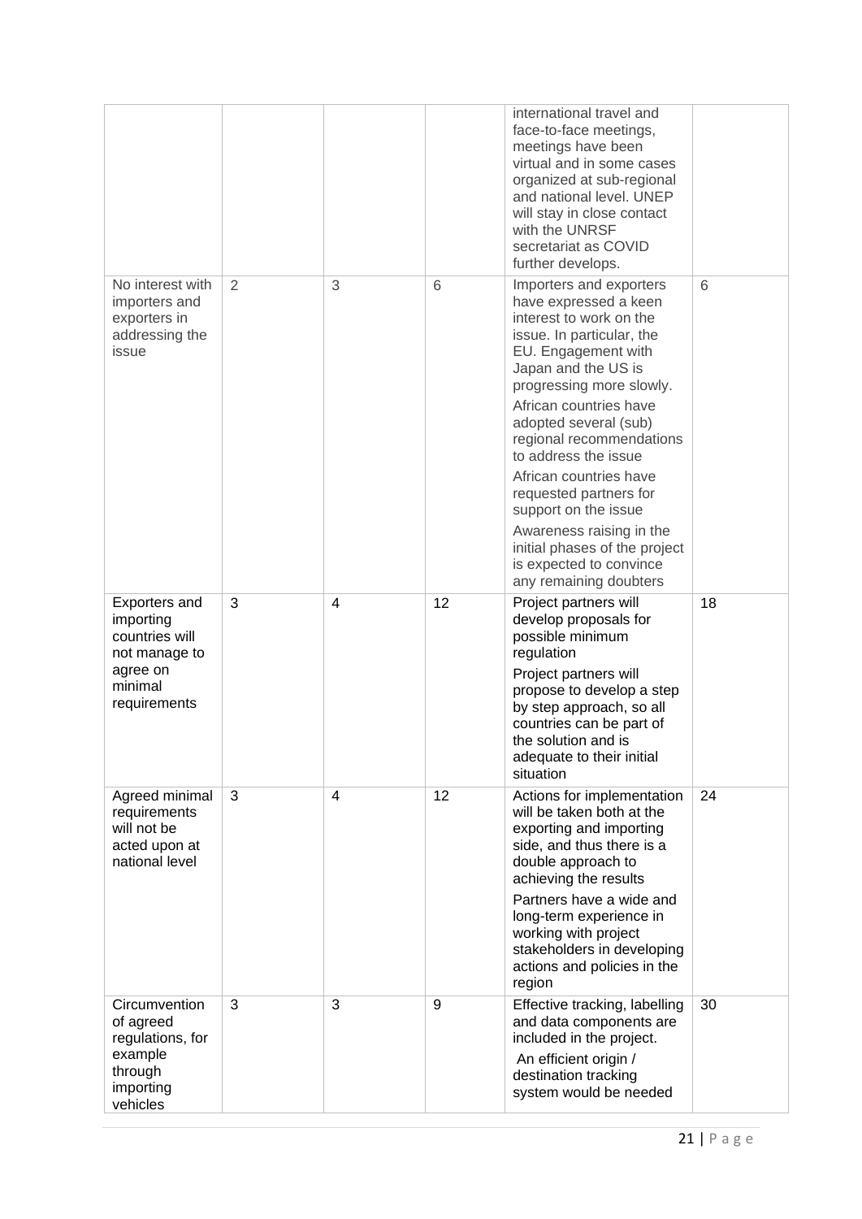| | | | | | |
|---|---|---|---|---|---|
| | | | | international travel and face-to-face meetings, meetings have been virtual and in some cases organized at sub-regional and national level. UNEP will stay in close contact with the UNRSF secretariat as COVID further develops. | |
| No interest with importers and exporters in addressing the issue | 2 | 3 | 6 | Importers and exporters have expressed a keen interest to work on the issue. In particular, the EU. Engagement with Japan and the US is progressing more slowly.<br>African countries have adopted several (sub) regional recommendations to address the issue<br>African countries have requested partners for support on the issue<br>Awareness raising in the initial phases of the project is expected to convince any remaining doubters | 6 |
| Exporters and importing countries will not manage to agree on minimal requirements | 3 | 4 | 12 | Project partners will develop proposals for possible minimum regulation<br>Project partners will propose to develop a step by step approach, so all countries can be part of the solution and is adequate to their initial situation | 18 |
| Agreed minimal requirements will not be acted upon at national level | 3 | 4 | 12 | Actions for implementation will be taken both at the exporting and importing side, and thus there is a double approach to achieving the results<br>Partners have a wide and long-term experience in working with project stakeholders in developing actions and policies in the region | 24 |
| Circumvention of agreed regulations, for example through importing vehicles | 3 | 3 | 9 | Effective tracking, labelling and data components are included in the project.<br>An efficient origin / destination tracking system would be needed | 30 |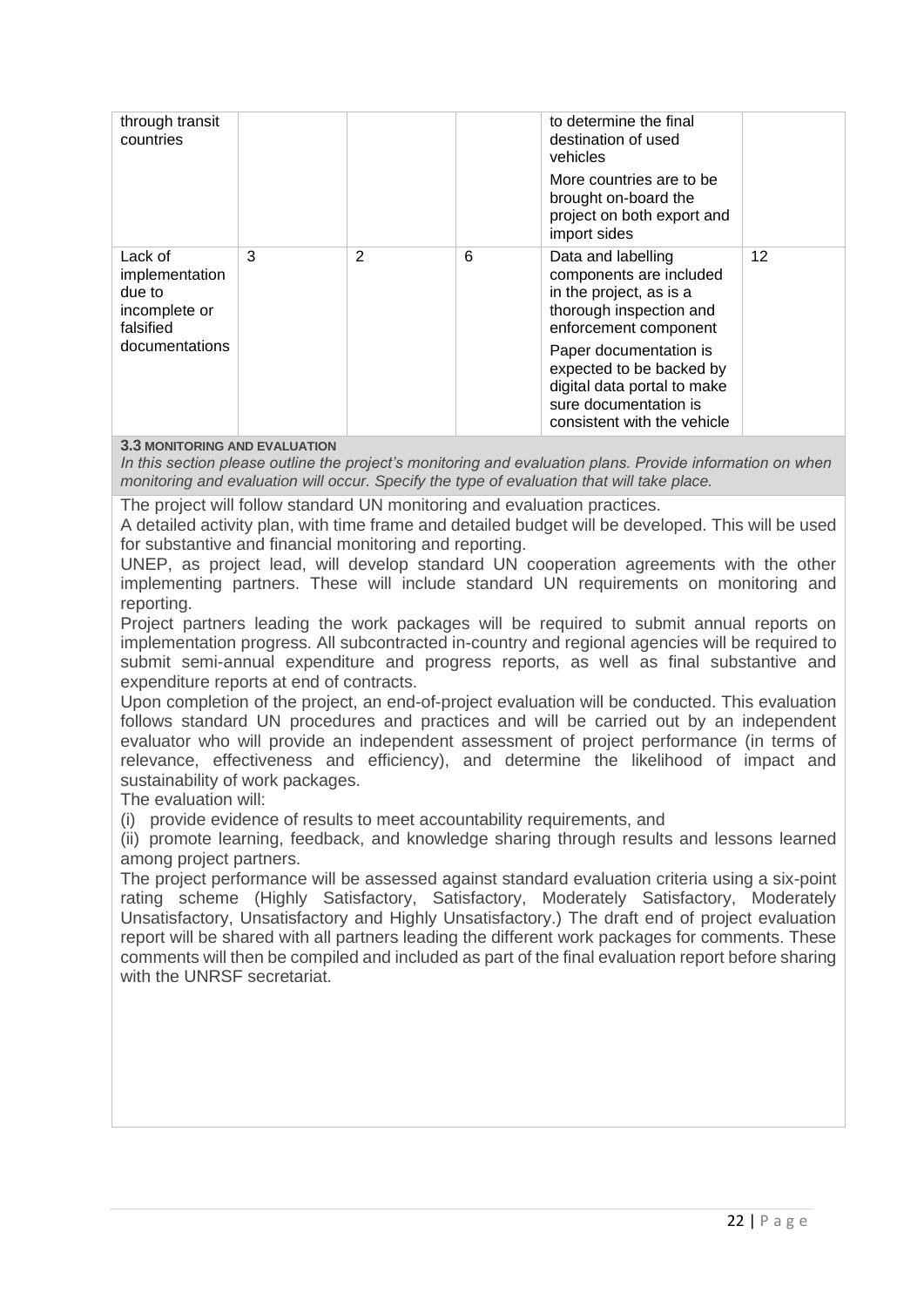| through transit countries | | | | to determine the final destination of used vehicles<br><br>More countries are to be brought on-board the project on both export and import sides | |
|---|---|---|---|---|---|
| Lack of implementation due to incomplete or falsified documentations | 3 | 2 | 6 | Data and labelling components are included in the project, as is a thorough inspection and enforcement component<br><br>Paper documentation is expected to be backed by digital data portal to make sure documentation is consistent with the vehicle | 12 |

**3.3 MONITORING AND EVALUATION**

*In this section please outline the project's monitoring and evaluation plans. Provide information on when monitoring and evaluation will occur. Specify the type of evaluation that will take place.*

The project will follow standard UN monitoring and evaluation practices.

A detailed activity plan, with time frame and detailed budget will be developed. This will be used for substantive and financial monitoring and reporting.

UNEP, as project lead, will develop standard UN cooperation agreements with the other implementing partners. These will include standard UN requirements on monitoring and reporting.

Project partners leading the work packages will be required to submit annual reports on implementation progress. All subcontracted in-country and regional agencies will be required to submit semi-annual expenditure and progress reports, as well as final substantive and expenditure reports at end of contracts.

Upon completion of the project, an end-of-project evaluation will be conducted. This evaluation follows standard UN procedures and practices and will be carried out by an independent evaluator who will provide an independent assessment of project performance (in terms of relevance, effectiveness and efficiency), and determine the likelihood of impact and sustainability of work packages.

The evaluation will:

(i) provide evidence of results to meet accountability requirements, and

(ii) promote learning, feedback, and knowledge sharing through results and lessons learned among project partners.

The project performance will be assessed against standard evaluation criteria using a six-point rating scheme (Highly Satisfactory, Satisfactory, Moderately Satisfactory, Moderately Unsatisfactory, Unsatisfactory and Highly Unsatisfactory.) The draft end of project evaluation report will be shared with all partners leading the different work packages for comments. These comments will then be compiled and included as part of the final evaluation report before sharing with the UNRSF secretariat.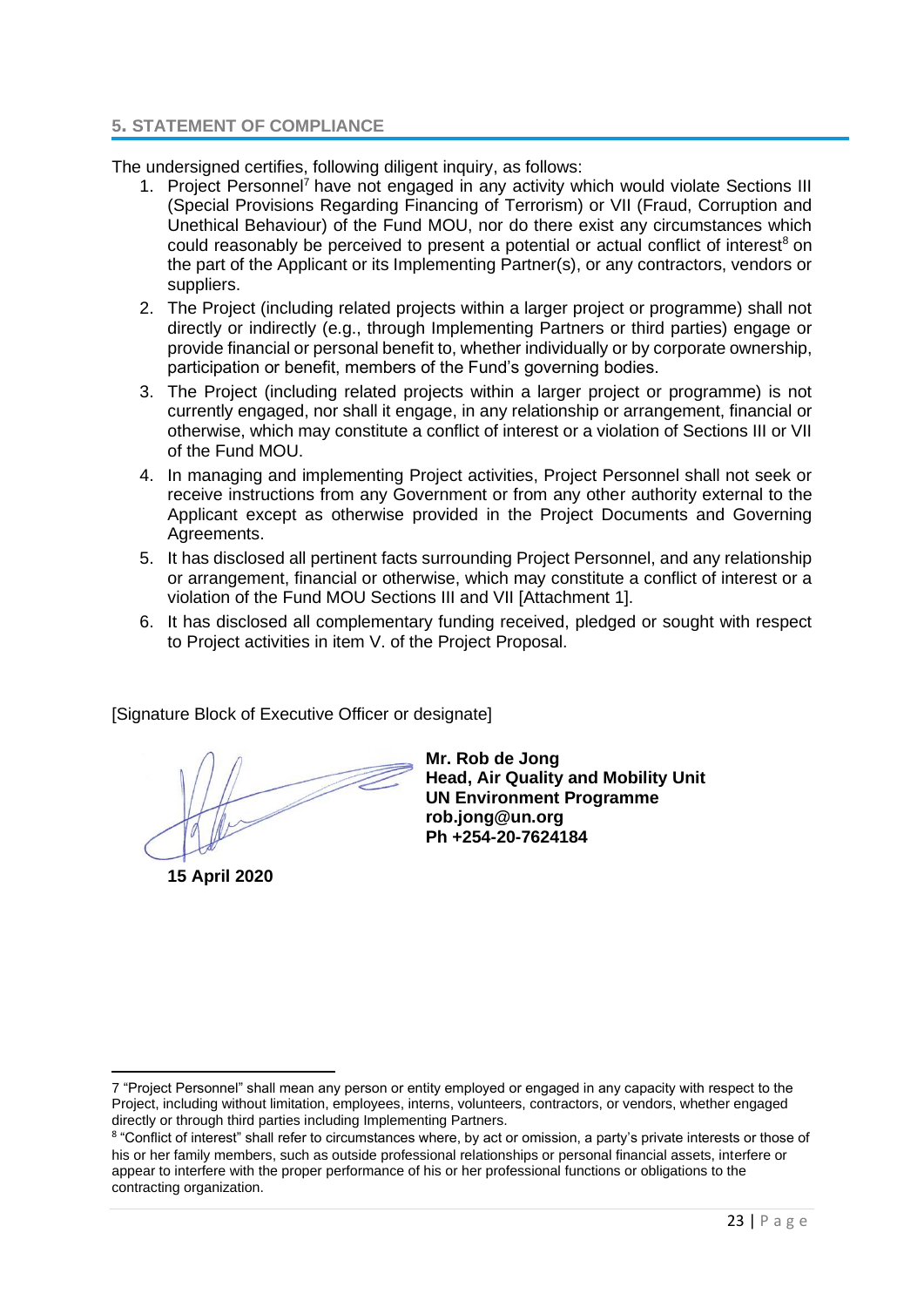## 5. STATEMENT OF COMPLIANCE

The undersigned certifies, following diligent inquiry, as follows:

1. Project Personnel[7] have not engaged in any activity which would violate Sections III (Special Provisions Regarding Financing of Terrorism) or VII (Fraud, Corruption and Unethical Behaviour) of the Fund MOU, nor do there exist any circumstances which could reasonably be perceived to present a potential or actual conflict of interest[8] on the part of the Applicant or its Implementing Partner(s), or any contractors, vendors or suppliers.
2. The Project (including related projects within a larger project or programme) shall not directly or indirectly (e.g., through Implementing Partners or third parties) engage or provide financial or personal benefit to, whether individually or by corporate ownership, participation or benefit, members of the Fund's governing bodies.
3. The Project (including related projects within a larger project or programme) is not currently engaged, nor shall it engage, in any relationship or arrangement, financial or otherwise, which may constitute a conflict of interest or a violation of Sections III or VII of the Fund MOU.
4. In managing and implementing Project activities, Project Personnel shall not seek or receive instructions from any Government or from any other authority external to the Applicant except as otherwise provided in the Project Documents and Governing Agreements.
5. It has disclosed all pertinent facts surrounding Project Personnel, and any relationship or arrangement, financial or otherwise, which may constitute a conflict of interest or a violation of the Fund MOU Sections III and VII [Attachment 1].
6. It has disclosed all complementary funding received, pledged or sought with respect to Project activities in item V. of the Project Proposal.

[Signature Block of Executive Officer or designate]

**15 April 2020**

**Mr. Rob de Jong**
**Head, Air Quality and Mobility Unit**
**UN Environment Programme**
**rob.jong@un.org**
**Ph +254-20-7624184**

---

7 "Project Personnel" shall mean any person or entity employed or engaged in any capacity with respect to the Project, including without limitation, employees, interns, volunteers, contractors, or vendors, whether engaged directly or through third parties including Implementing Partners.

8 "Conflict of interest" shall refer to circumstances where, by act or omission, a party's private interests or those of his or her family members, such as outside professional relationships or personal financial assets, interfere or appear to interfere with the proper performance of his or her professional functions or obligations to the contracting organization.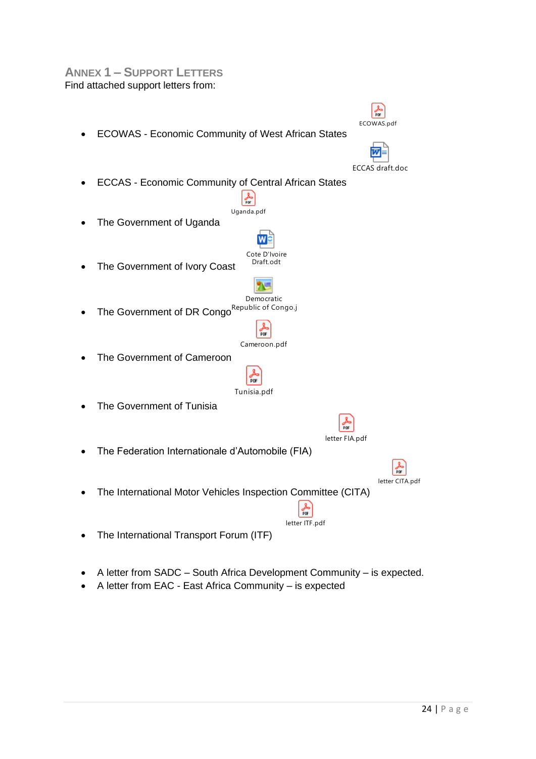## Annex 1 – Support Letters

Find attached support letters from:

- ECOWAS - Economic Community of West African States (ECOWAS.pdf)
- ECCAS - Economic Community of Central African States (ECCAS draft.doc)
- The Government of Uganda (Uganda.pdf)
- The Government of Ivory Coast (Cote D'Ivoire Draft.odt)
- The Government of DR Congo (Democratic Republic of Congo.j)
- The Government of Cameroon (Cameroon.pdf)
- The Government of Tunisia (Tunisia.pdf)
- The Federation Internationale d'Automobile (FIA) (letter FIA.pdf)
- The International Motor Vehicles Inspection Committee (CITA) (letter CITA.pdf)
- The International Transport Forum (ITF) (letter ITF.pdf)

- A letter from SADC – South Africa Development Community – is expected.
- A letter from EAC - East Africa Community – is expected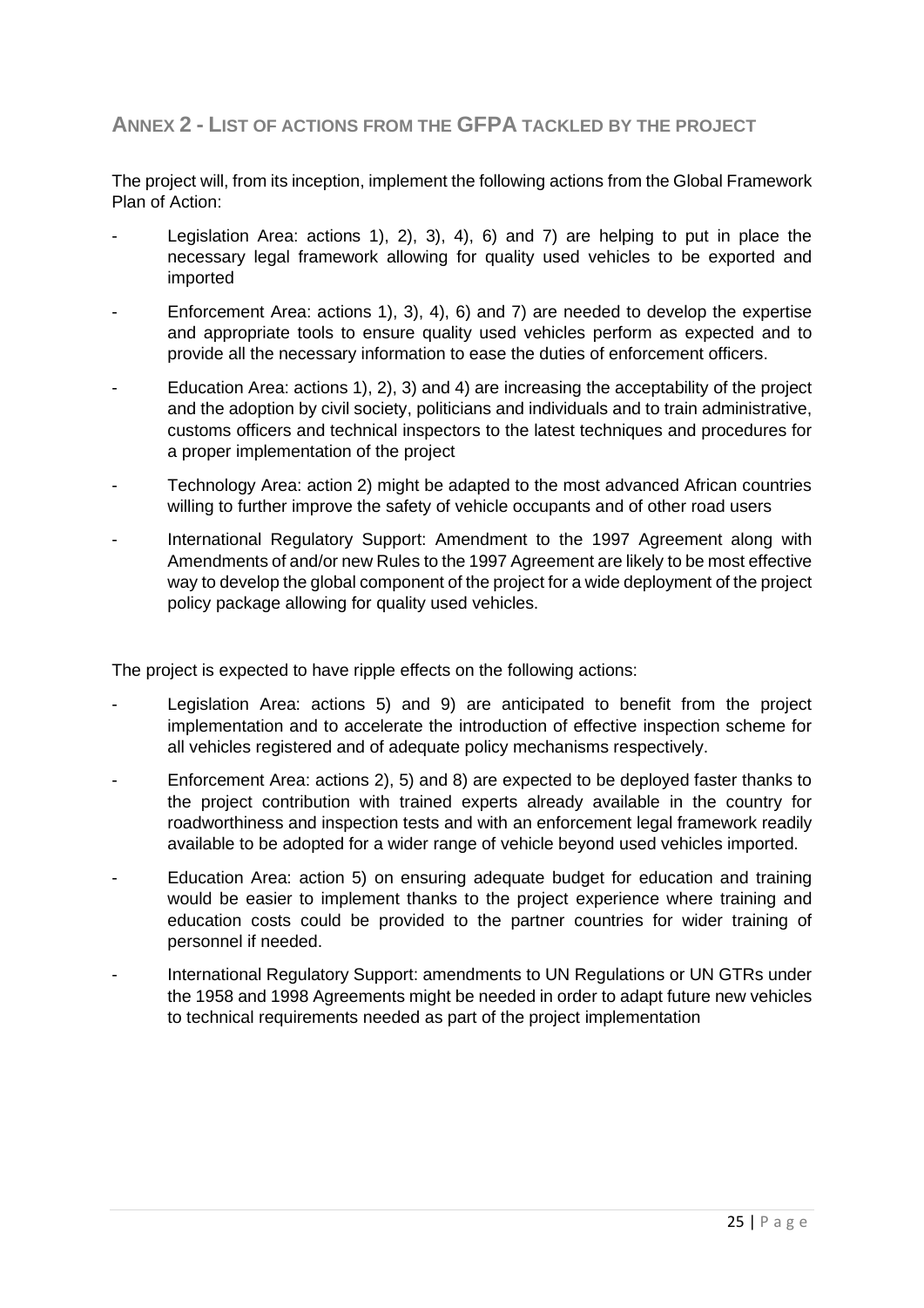## ANNEX 2 - LIST OF ACTIONS FROM THE GFPA TACKLED BY THE PROJECT

The project will, from its inception, implement the following actions from the Global Framework Plan of Action:

- Legislation Area: actions 1), 2), 3), 4), 6) and 7) are helping to put in place the necessary legal framework allowing for quality used vehicles to be exported and imported
- Enforcement Area: actions 1), 3), 4), 6) and 7) are needed to develop the expertise and appropriate tools to ensure quality used vehicles perform as expected and to provide all the necessary information to ease the duties of enforcement officers.
- Education Area: actions 1), 2), 3) and 4) are increasing the acceptability of the project and the adoption by civil society, politicians and individuals and to train administrative, customs officers and technical inspectors to the latest techniques and procedures for a proper implementation of the project
- Technology Area: action 2) might be adapted to the most advanced African countries willing to further improve the safety of vehicle occupants and of other road users
- International Regulatory Support: Amendment to the 1997 Agreement along with Amendments of and/or new Rules to the 1997 Agreement are likely to be most effective way to develop the global component of the project for a wide deployment of the project policy package allowing for quality used vehicles.

The project is expected to have ripple effects on the following actions:

- Legislation Area: actions 5) and 9) are anticipated to benefit from the project implementation and to accelerate the introduction of effective inspection scheme for all vehicles registered and of adequate policy mechanisms respectively.
- Enforcement Area: actions 2), 5) and 8) are expected to be deployed faster thanks to the project contribution with trained experts already available in the country for roadworthiness and inspection tests and with an enforcement legal framework readily available to be adopted for a wider range of vehicle beyond used vehicles imported.
- Education Area: action 5) on ensuring adequate budget for education and training would be easier to implement thanks to the project experience where training and education costs could be provided to the partner countries for wider training of personnel if needed.
- International Regulatory Support: amendments to UN Regulations or UN GTRs under the 1958 and 1998 Agreements might be needed in order to adapt future new vehicles to technical requirements needed as part of the project implementation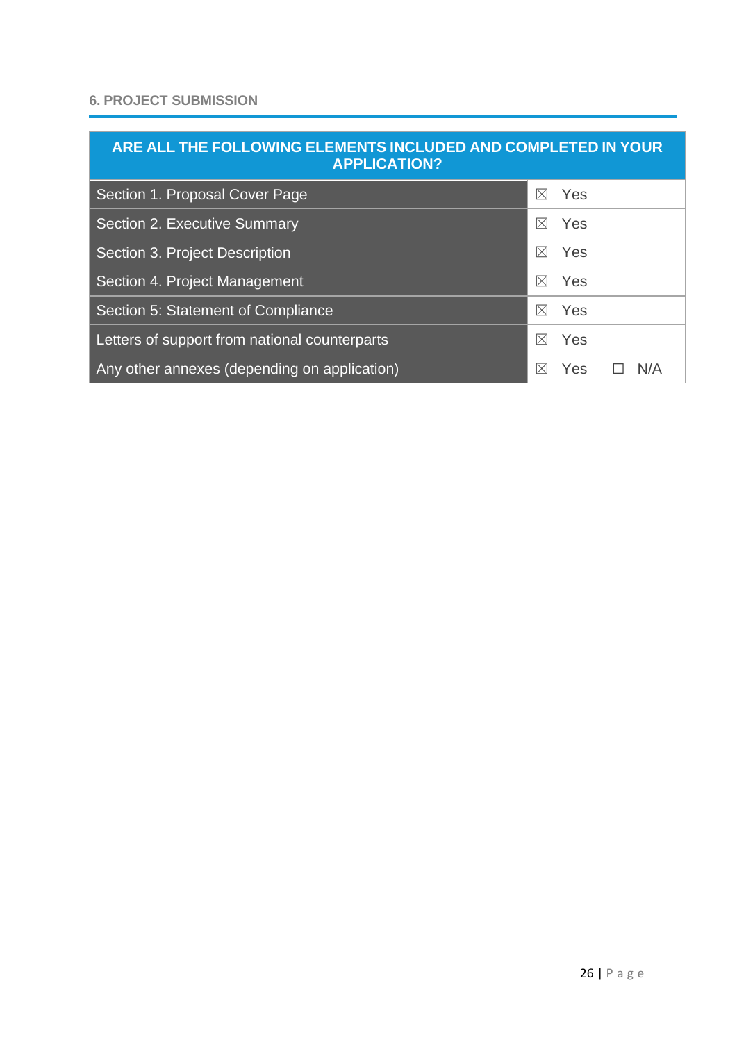## 6. PROJECT SUBMISSION

| ARE ALL THE FOLLOWING ELEMENTS INCLUDED AND COMPLETED IN YOUR APPLICATION? | |
|---|---|
| Section 1. Proposal Cover Page | ☒ Yes |
| Section 2. Executive Summary | ☒ Yes |
| Section 3. Project Description | ☒ Yes |
| Section 4. Project Management | ☒ Yes |
| Section 5: Statement of Compliance | ☒ Yes |
| Letters of support from national counterparts | ☒ Yes |
| Any other annexes (depending on application) | ☒ Yes ☐ N/A |